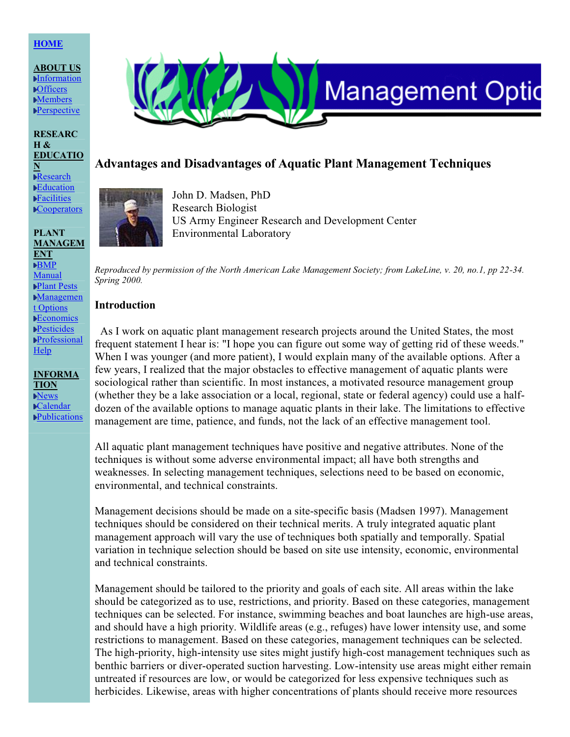HOME

ABOUT US
- Information
- Officers
- Members
- Perspective

RESEARCH & EDUCATION
- Research
- Education
- Facilities
- Cooperators

PLANT MANAGEMENT
- BMP Manual
- Plant Pests
- Management Options
- Economics
- Pesticides
- Professional Help

INFORMATION
- News
- Calendar
- Publications

Management Optic

# Advantages and Disadvantages of Aquatic Plant Management Techniques

John D. Madsen, PhD
Research Biologist
US Army Engineer Research and Development Center
Environmental Laboratory

*Reproduced by permission of the North American Lake Management Society; from LakeLine, v. 20, no.1, pp 22-34. Spring 2000.*

## Introduction

As I work on aquatic plant management research projects around the United States, the most frequent statement I hear is: "I hope you can figure out some way of getting rid of these weeds." When I was younger (and more patient), I would explain many of the available options. After a few years, I realized that the major obstacles to effective management of aquatic plants were sociological rather than scientific. In most instances, a motivated resource management group (whether they be a lake association or a local, regional, state or federal agency) could use a half-dozen of the available options to manage aquatic plants in their lake. The limitations to effective management are time, patience, and funds, not the lack of an effective management tool.

All aquatic plant management techniques have positive and negative attributes. None of the techniques is without some adverse environmental impact; all have both strengths and weaknesses. In selecting management techniques, selections need to be based on economic, environmental, and technical constraints.

Management decisions should be made on a site-specific basis (Madsen 1997). Management techniques should be considered on their technical merits. A truly integrated aquatic plant management approach will vary the use of techniques both spatially and temporally. Spatial variation in technique selection should be based on site use intensity, economic, environmental and technical constraints.

Management should be tailored to the priority and goals of each site. All areas within the lake should be categorized as to use, restrictions, and priority. Based on these categories, management techniques can be selected. For instance, swimming beaches and boat launches are high-use areas, and should have a high priority. Wildlife areas (e.g., refuges) have lower intensity use, and some restrictions to management. Based on these categories, management techniques can be selected. The high-priority, high-intensity use sites might justify high-cost management techniques such as benthic barriers or diver-operated suction harvesting. Low-intensity use areas might either remain untreated if resources are low, or would be categorized for less expensive techniques such as herbicides. Likewise, areas with higher concentrations of plants should receive more resources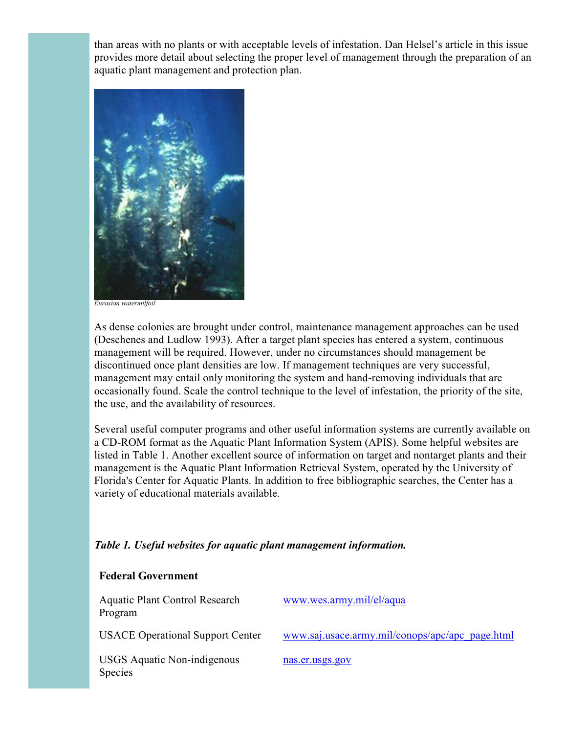than areas with no plants or with acceptable levels of infestation. Dan Helsel's article in this issue provides more detail about selecting the proper level of management through the preparation of an aquatic plant management and protection plan.

*Eurasian watermilfoil*

As dense colonies are brought under control, maintenance management approaches can be used (Deschenes and Ludlow 1993). After a target plant species has entered a system, continuous management will be required. However, under no circumstances should management be discontinued once plant densities are low. If management techniques are very successful, management may entail only monitoring the system and hand-removing individuals that are occasionally found. Scale the control technique to the level of infestation, the priority of the site, the use, and the availability of resources.

Several useful computer programs and other useful information systems are currently available on a CD-ROM format as the Aquatic Plant Information System (APIS). Some helpful websites are listed in Table 1. Another excellent source of information on target and nontarget plants and their management is the Aquatic Plant Information Retrieval System, operated by the University of Florida's Center for Aquatic Plants. In addition to free bibliographic searches, the Center has a variety of educational materials available.

***Table 1. Useful websites for aquatic plant management information.***

| **Federal Government** | |
|---|---|
| Aquatic Plant Control Research Program | www.wes.army.mil/el/aqua |
| USACE Operational Support Center | www.saj.usace.army.mil/conops/apc/apc_page.html |
| USGS Aquatic Non-indigenous Species | nas.er.usgs.gov |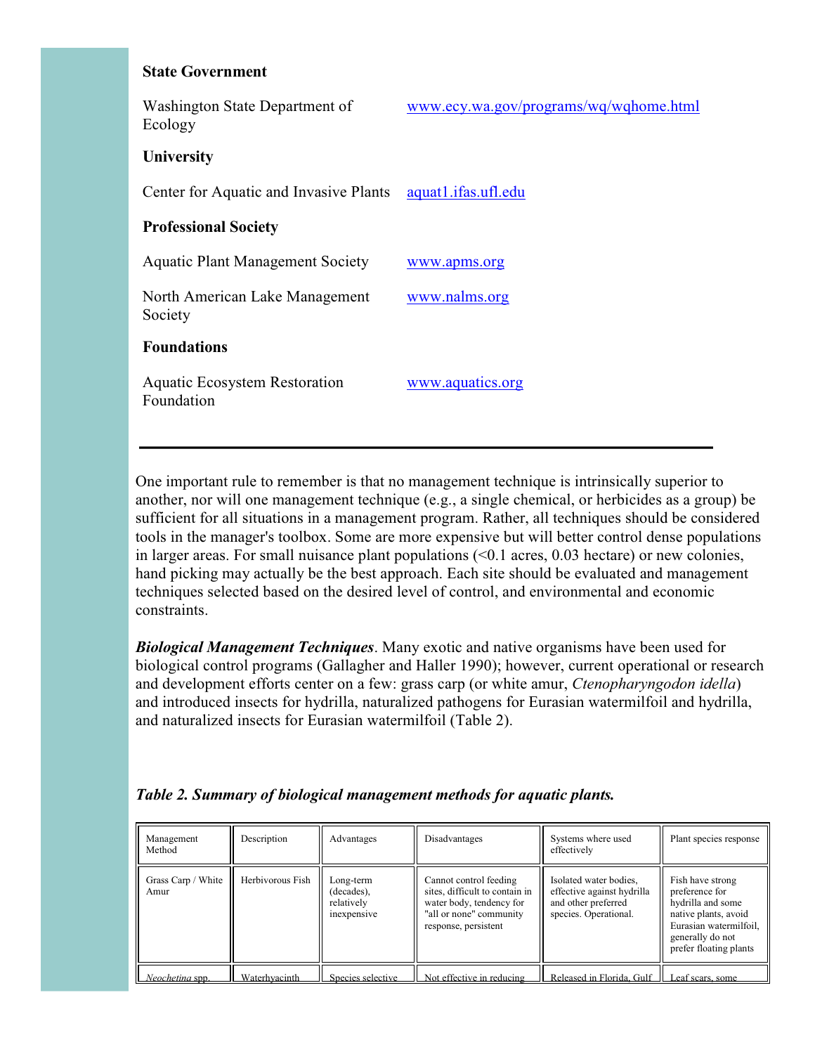**State Government**

| | |
|---|---|
| Washington State Department of Ecology | www.ecy.wa.gov/programs/wq/wqhome.html |

**University**

| | |
|---|---|
| Center for Aquatic and Invasive Plants | aquat1.ifas.ufl.edu |

**Professional Society**

| | |
|---|---|
| Aquatic Plant Management Society | www.apms.org |
| North American Lake Management Society | www.nalms.org |

**Foundations**

| | |
|---|---|
| Aquatic Ecosystem Restoration Foundation | www.aquatics.org |

---

One important rule to remember is that no management technique is intrinsically superior to another, nor will one management technique (e.g., a single chemical, or herbicides as a group) be sufficient for all situations in a management program. Rather, all techniques should be considered tools in the manager's toolbox. Some are more expensive but will better control dense populations in larger areas. For small nuisance plant populations (<0.1 acres, 0.03 hectare) or new colonies, hand picking may actually be the best approach. Each site should be evaluated and management techniques selected based on the desired level of control, and environmental and economic constraints.

***Biological Management Techniques***. Many exotic and native organisms have been used for biological control programs (Gallagher and Haller 1990); however, current operational or research and development efforts center on a few: grass carp (or white amur, *Ctenopharyngodon idella*) and introduced insects for hydrilla, naturalized pathogens for Eurasian watermilfoil and hydrilla, and naturalized insects for Eurasian watermilfoil (Table 2).

***Table 2. Summary of biological management methods for aquatic plants.***

| Management Method | Description | Advantages | Disadvantages | Systems where used effectively | Plant species response |
|---|---|---|---|---|---|
| Grass Carp / White Amur | Herbivorous Fish | Long-term (decades), relatively inexpensive | Cannot control feeding sites, difficult to contain in water body, tendency for "all or none" community response, persistent | Isolated water bodies, effective against hydrilla and other preferred species. Operational. | Fish have strong preference for hydrilla and some native plants, avoid Eurasian watermilfoil, generally do not prefer floating plants |
| *Neochetina* spp. | Waterhyacinth | Species selective | Not effective in reducing | Released in Florida, Gulf | Leaf scars, some |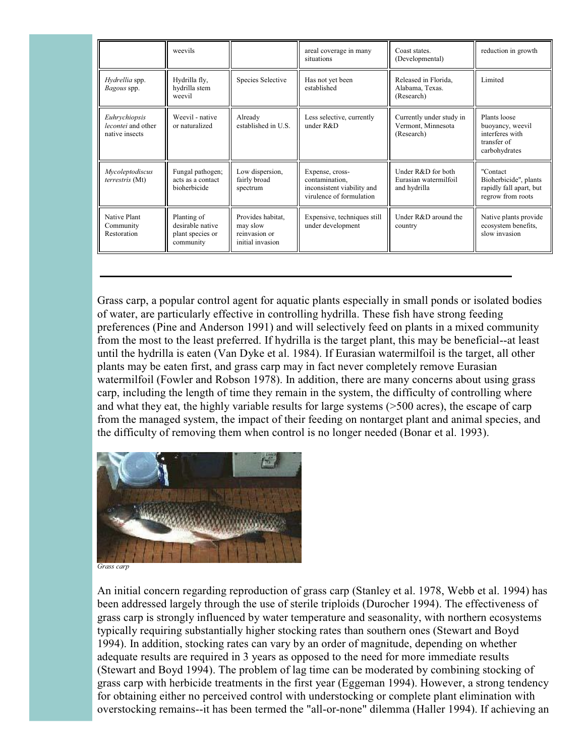| | weevils | | areal coverage in many situations | Coast states. (Developmental) | reduction in growth |
|---|---|---|---|---|---|
| *Hydrellia* spp. *Bagous* spp. | Hydrilla fly, hydrilla stem weevil | Species Selective | Has not yet been established | Released in Florida, Alabama, Texas. (Research) | Limited |
| *Euhrychiopsis lecontei* and other native insects | Weevil - native or naturalized | Already established in U.S. | Less selective, currently under R&D | Currently under study in Vermont, Minnesota (Research) | Plants loose buoyancy, weevil interferes with transfer of carbohydrates |
| *Mycoleptodiscus terrestris* (Mt) | Fungal pathogen; acts as a contact bioherbicide | Low dispersion, fairly broad spectrum | Expense, cross-contamination, inconsistent viability and virulence of formulation | Under R&D for both Eurasian watermilfoil and hydrilla | "Contact Bioherbicide", plants rapidly fall apart, but regrow from roots |
| Native Plant Community Restoration | Planting of desirable native plant species or community | Provides habitat, may slow reinvasion or initial invasion | Expensive, techniques still under development | Under R&D around the country | Native plants provide ecosystem benefits, slow invasion |

---

Grass carp, a popular control agent for aquatic plants especially in small ponds or isolated bodies of water, are particularly effective in controlling hydrilla. These fish have strong feeding preferences (Pine and Anderson 1991) and will selectively feed on plants in a mixed community from the most to the least preferred. If hydrilla is the target plant, this may be beneficial--at least until the hydrilla is eaten (Van Dyke et al. 1984). If Eurasian watermilfoil is the target, all other plants may be eaten first, and grass carp may in fact never completely remove Eurasian watermilfoil (Fowler and Robson 1978). In addition, there are many concerns about using grass carp, including the length of time they remain in the system, the difficulty of controlling where and what they eat, the highly variable results for large systems (>500 acres), the escape of carp from the managed system, the impact of their feeding on nontarget plant and animal species, and the difficulty of removing them when control is no longer needed (Bonar et al. 1993).

*Grass carp*

An initial concern regarding reproduction of grass carp (Stanley et al. 1978, Webb et al. 1994) has been addressed largely through the use of sterile triploids (Durocher 1994). The effectiveness of grass carp is strongly influenced by water temperature and seasonality, with northern ecosystems typically requiring substantially higher stocking rates than southern ones (Stewart and Boyd 1994). In addition, stocking rates can vary by an order of magnitude, depending on whether adequate results are required in 3 years as opposed to the need for more immediate results (Stewart and Boyd 1994). The problem of lag time can be moderated by combining stocking of grass carp with herbicide treatments in the first year (Eggeman 1994). However, a strong tendency for obtaining either no perceived control with understocking or complete plant elimination with overstocking remains--it has been termed the "all-or-none" dilemma (Haller 1994). If achieving an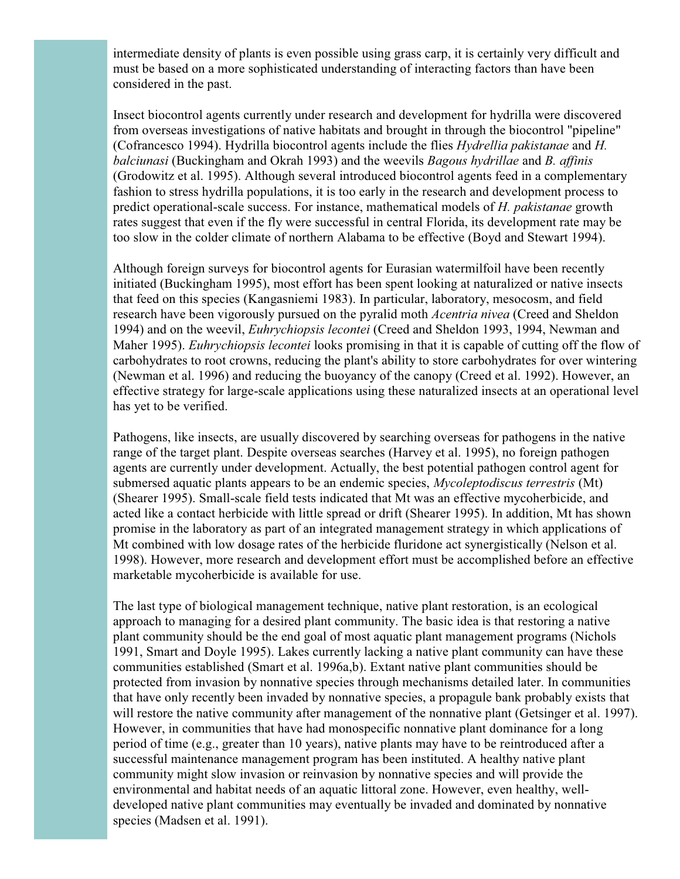intermediate density of plants is even possible using grass carp, it is certainly very difficult and must be based on a more sophisticated understanding of interacting factors than have been considered in the past.

Insect biocontrol agents currently under research and development for hydrilla were discovered from overseas investigations of native habitats and brought in through the biocontrol "pipeline" (Cofrancesco 1994). Hydrilla biocontrol agents include the flies *Hydrellia pakistanae* and *H. balciunasi* (Buckingham and Okrah 1993) and the weevils *Bagous hydrillae* and *B. affinis* (Grodowitz et al. 1995). Although several introduced biocontrol agents feed in a complementary fashion to stress hydrilla populations, it is too early in the research and development process to predict operational-scale success. For instance, mathematical models of *H. pakistanae* growth rates suggest that even if the fly were successful in central Florida, its development rate may be too slow in the colder climate of northern Alabama to be effective (Boyd and Stewart 1994).

Although foreign surveys for biocontrol agents for Eurasian watermilfoil have been recently initiated (Buckingham 1995), most effort has been spent looking at naturalized or native insects that feed on this species (Kangasniemi 1983). In particular, laboratory, mesocosm, and field research have been vigorously pursued on the pyralid moth *Acentria nivea* (Creed and Sheldon 1994) and on the weevil, *Euhrychiopsis lecontei* (Creed and Sheldon 1993, 1994, Newman and Maher 1995). *Euhrychiopsis lecontei* looks promising in that it is capable of cutting off the flow of carbohydrates to root crowns, reducing the plant's ability to store carbohydrates for over wintering (Newman et al. 1996) and reducing the buoyancy of the canopy (Creed et al. 1992). However, an effective strategy for large-scale applications using these naturalized insects at an operational level has yet to be verified.

Pathogens, like insects, are usually discovered by searching overseas for pathogens in the native range of the target plant. Despite overseas searches (Harvey et al. 1995), no foreign pathogen agents are currently under development. Actually, the best potential pathogen control agent for submersed aquatic plants appears to be an endemic species, *Mycoleptodiscus terrestris* (Mt) (Shearer 1995). Small-scale field tests indicated that Mt was an effective mycoherbicide, and acted like a contact herbicide with little spread or drift (Shearer 1995). In addition, Mt has shown promise in the laboratory as part of an integrated management strategy in which applications of Mt combined with low dosage rates of the herbicide fluridone act synergistically (Nelson et al. 1998). However, more research and development effort must be accomplished before an effective marketable mycoherbicide is available for use.

The last type of biological management technique, native plant restoration, is an ecological approach to managing for a desired plant community. The basic idea is that restoring a native plant community should be the end goal of most aquatic plant management programs (Nichols 1991, Smart and Doyle 1995). Lakes currently lacking a native plant community can have these communities established (Smart et al. 1996a,b). Extant native plant communities should be protected from invasion by nonnative species through mechanisms detailed later. In communities that have only recently been invaded by nonnative species, a propagule bank probably exists that will restore the native community after management of the nonnative plant (Getsinger et al. 1997). However, in communities that have had monospecific nonnative plant dominance for a long period of time (e.g., greater than 10 years), native plants may have to be reintroduced after a successful maintenance management program has been instituted. A healthy native plant community might slow invasion or reinvasion by nonnative species and will provide the environmental and habitat needs of an aquatic littoral zone. However, even healthy, well-developed native plant communities may eventually be invaded and dominated by nonnative species (Madsen et al. 1991).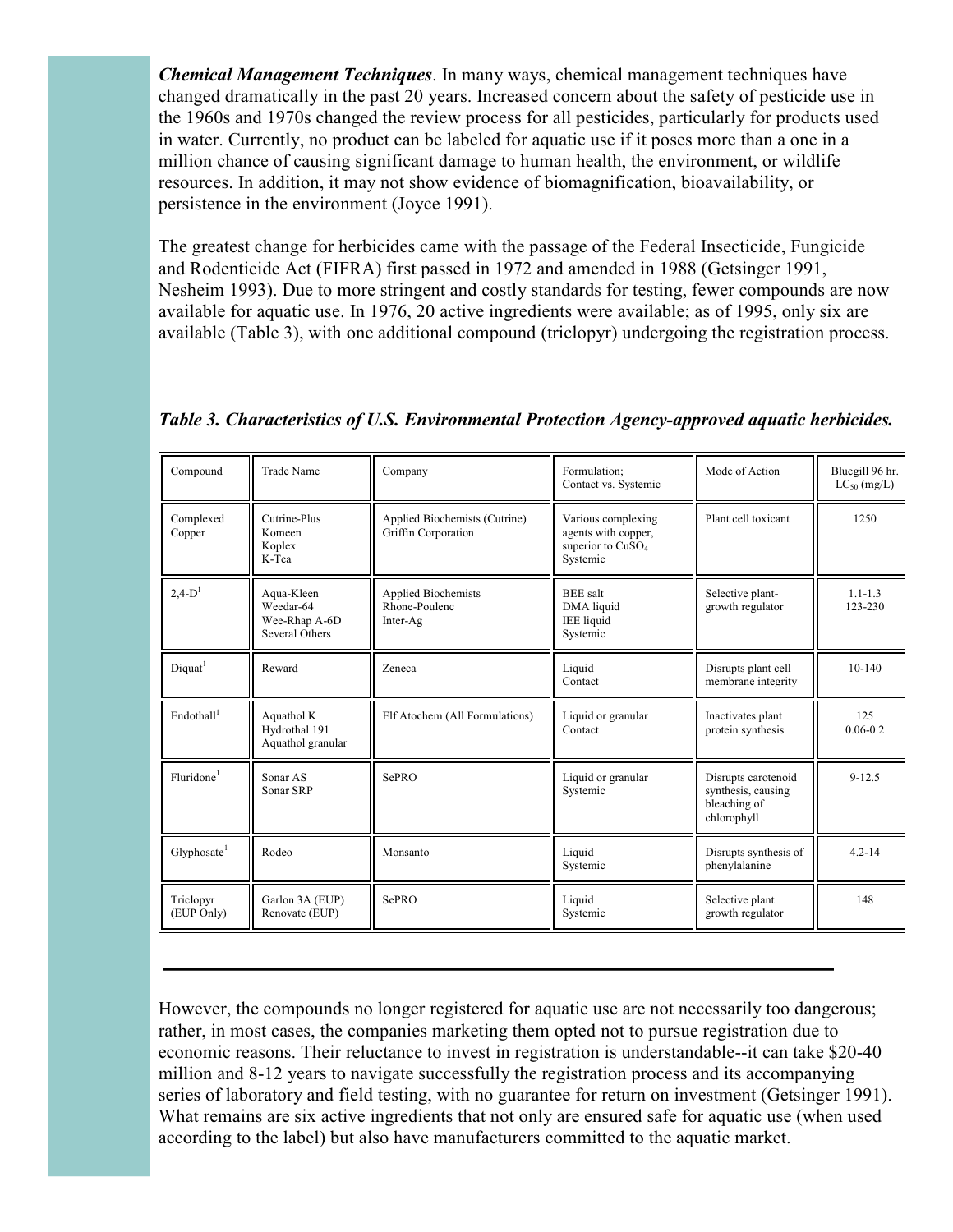***Chemical Management Techniques***. In many ways, chemical management techniques have changed dramatically in the past 20 years. Increased concern about the safety of pesticide use in the 1960s and 1970s changed the review process for all pesticides, particularly for products used in water. Currently, no product can be labeled for aquatic use if it poses more than a one in a million chance of causing significant damage to human health, the environment, or wildlife resources. In addition, it may not show evidence of biomagnification, bioavailability, or persistence in the environment (Joyce 1991).

The greatest change for herbicides came with the passage of the Federal Insecticide, Fungicide and Rodenticide Act (FIFRA) first passed in 1972 and amended in 1988 (Getsinger 1991, Nesheim 1993). Due to more stringent and costly standards for testing, fewer compounds are now available for aquatic use. In 1976, 20 active ingredients were available; as of 1995, only six are available (Table 3), with one additional compound (triclopyr) undergoing the registration process.

***Table 3. Characteristics of U.S. Environmental Protection Agency-approved aquatic herbicides.***

| Compound | Trade Name | Company | Formulation; Contact vs. Systemic | Mode of Action | Bluegill 96 hr. $LC_{50}$ (mg/L) |
|---|---|---|---|---|---|
| Complexed Copper | Cutrine-Plus<br>Komeen<br>Koplex<br>K-Tea | Applied Biochemists (Cutrine)<br>Griffin Corporation | Various complexing agents with copper, superior to $CuSO_4$<br>Systemic | Plant cell toxicant | 1250 |
| 2,4-D[1] | Aqua-Kleen<br>Weedar-64<br>Wee-Rhap A-6D<br>Several Others | Applied Biochemists<br>Rhone-Poulenc<br>Inter-Ag | BEE salt<br>DMA liquid<br>IEE liquid<br>Systemic | Selective plant-growth regulator | 1.1-1.3<br>123-230 |
| Diquat[1] | Reward | Zeneca | Liquid<br>Contact | Disrupts plant cell membrane integrity | 10-140 |
| Endothall[1] | Aquathol K<br>Hydrothal 191<br>Aquathol granular | Elf Atochem (All Formulations) | Liquid or granular<br>Contact | Inactivates plant protein synthesis | 125<br>0.06-0.2 |
| Fluridone[1] | Sonar AS<br>Sonar SRP | SePRO | Liquid or granular<br>Systemic | Disrupts carotenoid synthesis, causing bleaching of chlorophyll | 9-12.5 |
| Glyphosate[1] | Rodeo | Monsanto | Liquid<br>Systemic | Disrupts synthesis of phenylalanine | 4.2-14 |
| Triclopyr (EUP Only) | Garlon 3A (EUP)<br>Renovate (EUP) | SePRO | Liquid<br>Systemic | Selective plant growth regulator | 148 |

However, the compounds no longer registered for aquatic use are not necessarily too dangerous; rather, in most cases, the companies marketing them opted not to pursue registration due to economic reasons. Their reluctance to invest in registration is understandable--it can take $20-40 million and 8-12 years to navigate successfully the registration process and its accompanying series of laboratory and field testing, with no guarantee for return on investment (Getsinger 1991). What remains are six active ingredients that not only are ensured safe for aquatic use (when used according to the label) but also have manufacturers committed to the aquatic market.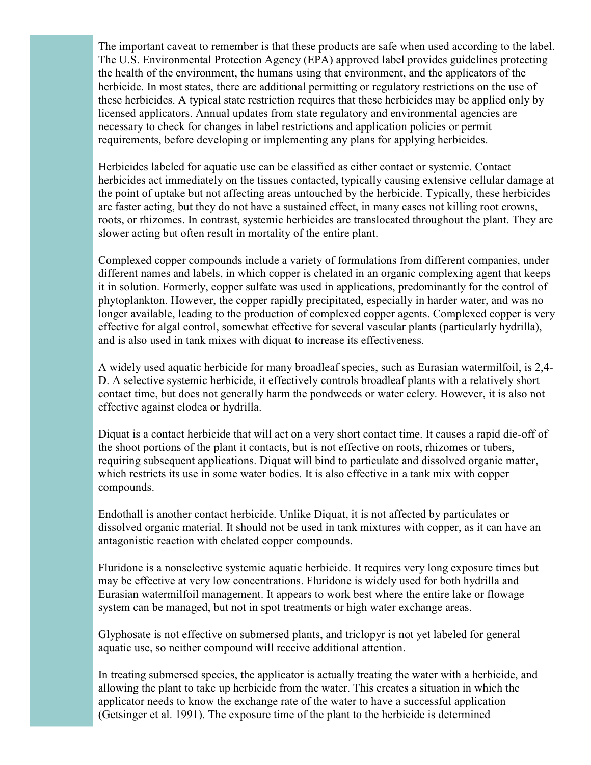The important caveat to remember is that these products are safe when used according to the label. The U.S. Environmental Protection Agency (EPA) approved label provides guidelines protecting the health of the environment, the humans using that environment, and the applicators of the herbicide. In most states, there are additional permitting or regulatory restrictions on the use of these herbicides. A typical state restriction requires that these herbicides may be applied only by licensed applicators. Annual updates from state regulatory and environmental agencies are necessary to check for changes in label restrictions and application policies or permit requirements, before developing or implementing any plans for applying herbicides.

Herbicides labeled for aquatic use can be classified as either contact or systemic. Contact herbicides act immediately on the tissues contacted, typically causing extensive cellular damage at the point of uptake but not affecting areas untouched by the herbicide. Typically, these herbicides are faster acting, but they do not have a sustained effect, in many cases not killing root crowns, roots, or rhizomes. In contrast, systemic herbicides are translocated throughout the plant. They are slower acting but often result in mortality of the entire plant.

Complexed copper compounds include a variety of formulations from different companies, under different names and labels, in which copper is chelated in an organic complexing agent that keeps it in solution. Formerly, copper sulfate was used in applications, predominantly for the control of phytoplankton. However, the copper rapidly precipitated, especially in harder water, and was no longer available, leading to the production of complexed copper agents. Complexed copper is very effective for algal control, somewhat effective for several vascular plants (particularly hydrilla), and is also used in tank mixes with diquat to increase its effectiveness.

A widely used aquatic herbicide for many broadleaf species, such as Eurasian watermilfoil, is 2,4-D. A selective systemic herbicide, it effectively controls broadleaf plants with a relatively short contact time, but does not generally harm the pondweeds or water celery. However, it is also not effective against elodea or hydrilla.

Diquat is a contact herbicide that will act on a very short contact time. It causes a rapid die-off of the shoot portions of the plant it contacts, but is not effective on roots, rhizomes or tubers, requiring subsequent applications. Diquat will bind to particulate and dissolved organic matter, which restricts its use in some water bodies. It is also effective in a tank mix with copper compounds.

Endothall is another contact herbicide. Unlike Diquat, it is not affected by particulates or dissolved organic material. It should not be used in tank mixtures with copper, as it can have an antagonistic reaction with chelated copper compounds.

Fluridone is a nonselective systemic aquatic herbicide. It requires very long exposure times but may be effective at very low concentrations. Fluridone is widely used for both hydrilla and Eurasian watermilfoil management. It appears to work best where the entire lake or flowage system can be managed, but not in spot treatments or high water exchange areas.

Glyphosate is not effective on submersed plants, and triclopyr is not yet labeled for general aquatic use, so neither compound will receive additional attention.

In treating submersed species, the applicator is actually treating the water with a herbicide, and allowing the plant to take up herbicide from the water. This creates a situation in which the applicator needs to know the exchange rate of the water to have a successful application (Getsinger et al. 1991). The exposure time of the plant to the herbicide is determined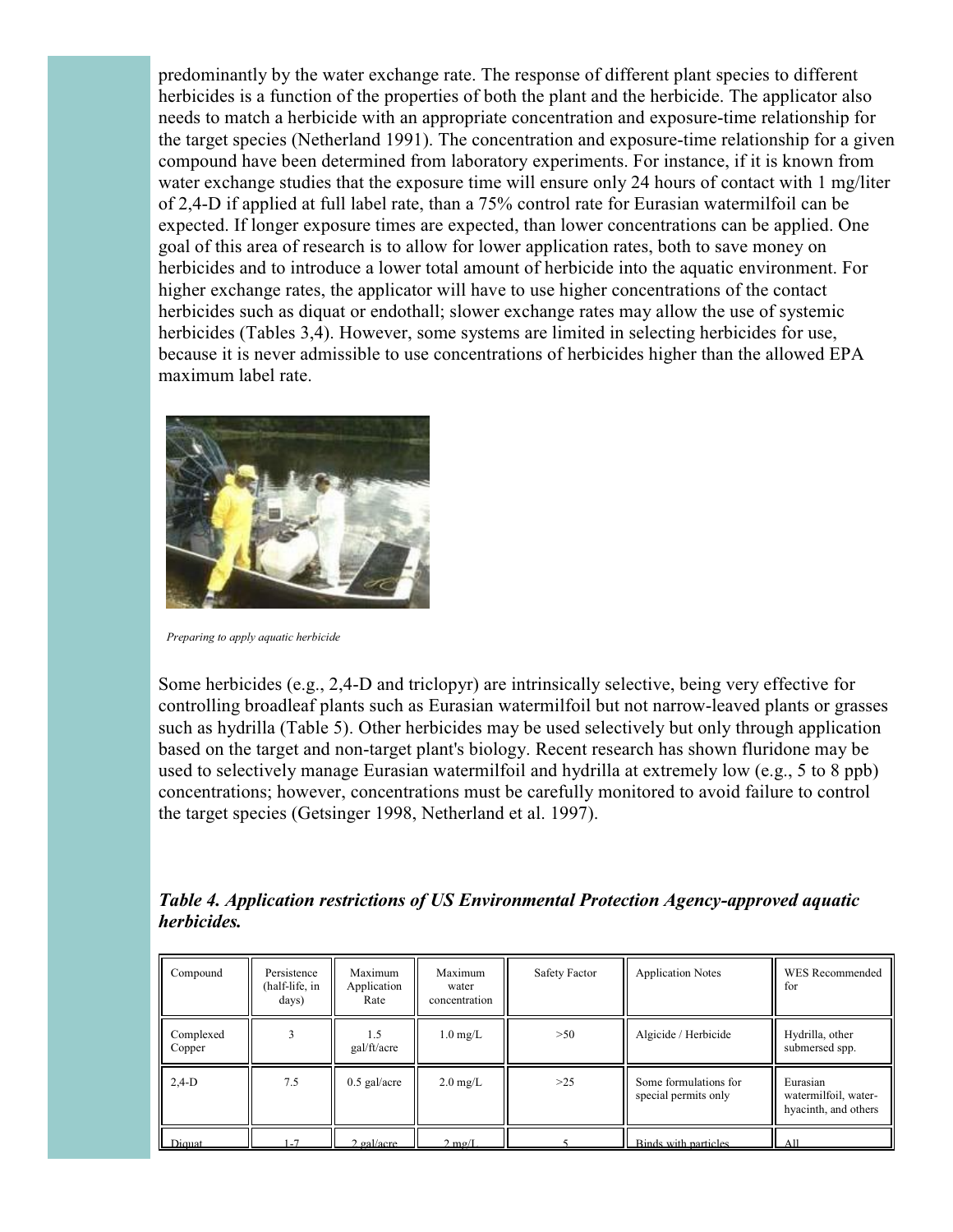predominantly by the water exchange rate. The response of different plant species to different herbicides is a function of the properties of both the plant and the herbicide. The applicator also needs to match a herbicide with an appropriate concentration and exposure-time relationship for the target species (Netherland 1991). The concentration and exposure-time relationship for a given compound have been determined from laboratory experiments. For instance, if it is known from water exchange studies that the exposure time will ensure only 24 hours of contact with 1 mg/liter of 2,4-D if applied at full label rate, than a 75% control rate for Eurasian watermilfoil can be expected. If longer exposure times are expected, than lower concentrations can be applied. One goal of this area of research is to allow for lower application rates, both to save money on herbicides and to introduce a lower total amount of herbicide into the aquatic environment. For higher exchange rates, the applicator will have to use higher concentrations of the contact herbicides such as diquat or endothall; slower exchange rates may allow the use of systemic herbicides (Tables 3,4). However, some systems are limited in selecting herbicides for use, because it is never admissible to use concentrations of herbicides higher than the allowed EPA maximum label rate.

*Preparing to apply aquatic herbicide*

Some herbicides (e.g., 2,4-D and triclopyr) are intrinsically selective, being very effective for controlling broadleaf plants such as Eurasian watermilfoil but not narrow-leaved plants or grasses such as hydrilla (Table 5). Other herbicides may be used selectively but only through application based on the target and non-target plant's biology. Recent research has shown fluridone may be used to selectively manage Eurasian watermilfoil and hydrilla at extremely low (e.g., 5 to 8 ppb) concentrations; however, concentrations must be carefully monitored to avoid failure to control the target species (Getsinger 1998, Netherland et al. 1997).

***Table 4. Application restrictions of US Environmental Protection Agency-approved aquatic herbicides.***

| Compound | Persistence (half-life, in days) | Maximum Application Rate | Maximum water concentration | Safety Factor | Application Notes | WES Recommended for |
|---|---|---|---|---|---|---|
| Complexed Copper | 3 | 1.5 gal/ft/acre | 1.0 mg/L | >50 | Algicide / Herbicide | Hydrilla, other submersed spp. |
| 2,4-D | 7.5 | 0.5 gal/acre | 2.0 mg/L | >25 | Some formulations for special permits only | Eurasian watermilfoil, water-hyacinth, and others |
| Diquat | 1-7 | 2 gal/acre | 2 mg/L | 5 | Binds with particles | All |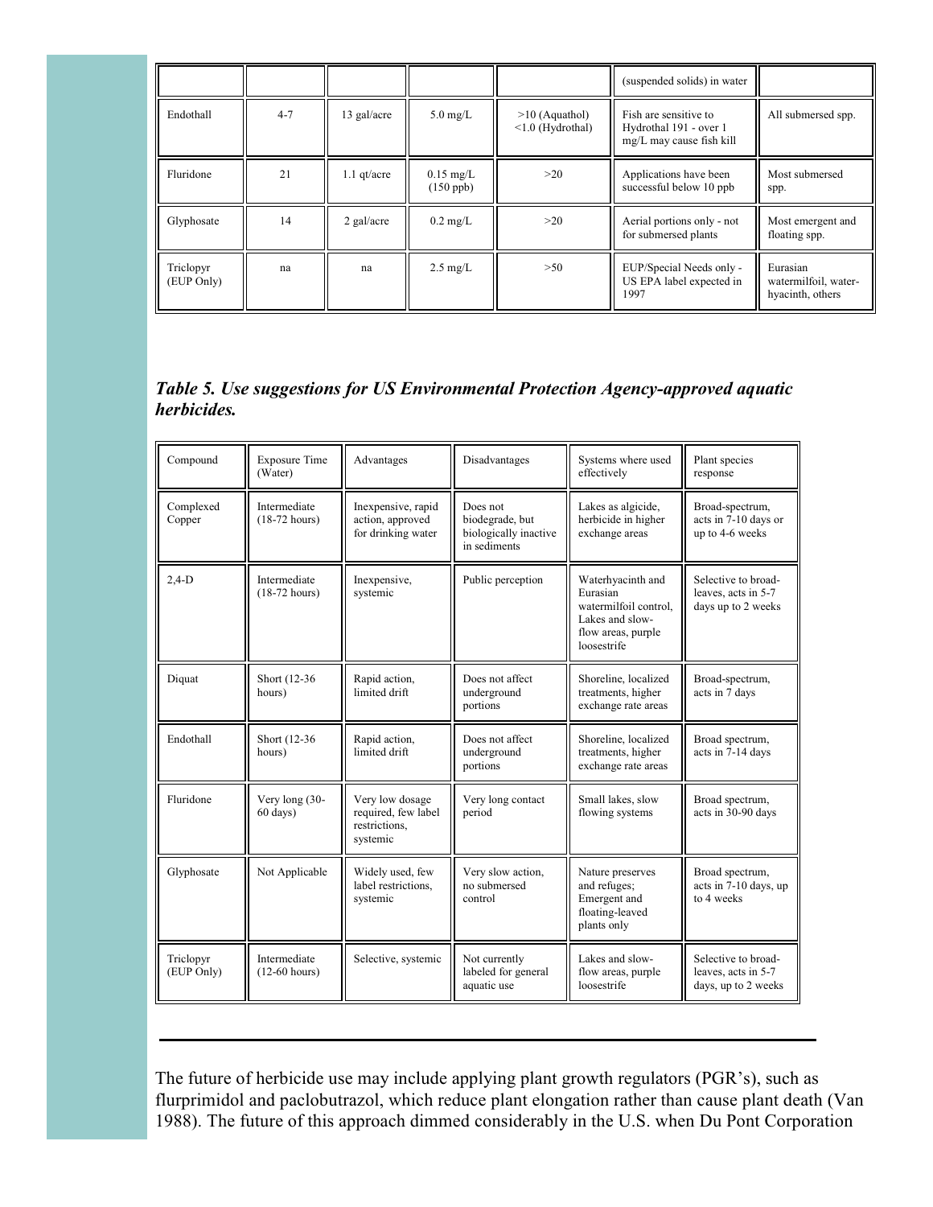| | | | | | (suspended solids) in water | |
|---|---|---|---|---|---|---|
| Endothall | 4-7 | 13 gal/acre | 5.0 mg/L | >10 (Aquathol) <1.0 (Hydrothal) | Fish are sensitive to Hydrothal 191 - over 1 mg/L may cause fish kill | All submersed spp. |
| Fluridone | 21 | 1.1 qt/acre | 0.15 mg/L (150 ppb) | >20 | Applications have been successful below 10 ppb | Most submersed spp. |
| Glyphosate | 14 | 2 gal/acre | 0.2 mg/L | >20 | Aerial portions only - not for submersed plants | Most emergent and floating spp. |
| Triclopyr (EUP Only) | na | na | 2.5 mg/L | >50 | EUP/Special Needs only - US EPA label expected in 1997 | Eurasian watermilfoil, water-hyacinth, others |

***Table 5. Use suggestions for US Environmental Protection Agency-approved aquatic herbicides.***

| Compound | Exposure Time (Water) | Advantages | Disadvantages | Systems where used effectively | Plant species response |
|---|---|---|---|---|---|
| Complexed Copper | Intermediate (18-72 hours) | Inexpensive, rapid action, approved for drinking water | Does not biodegrade, but biologically inactive in sediments | Lakes as algicide, herbicide in higher exchange areas | Broad-spectrum, acts in 7-10 days or up to 4-6 weeks |
| 2,4-D | Intermediate (18-72 hours) | Inexpensive, systemic | Public perception | Waterhyacinth and Eurasian watermilfoil control, Lakes and slow-flow areas, purple loosestrife | Selective to broad-leaves, acts in 5-7 days up to 2 weeks |
| Diquat | Short (12-36 hours) | Rapid action, limited drift | Does not affect underground portions | Shoreline, localized treatments, higher exchange rate areas | Broad-spectrum, acts in 7 days |
| Endothall | Short (12-36 hours) | Rapid action, limited drift | Does not affect underground portions | Shoreline, localized treatments, higher exchange rate areas | Broad spectrum, acts in 7-14 days |
| Fluridone | Very long (30-60 days) | Very low dosage required, few label restrictions, systemic | Very long contact period | Small lakes, slow flowing systems | Broad spectrum, acts in 30-90 days |
| Glyphosate | Not Applicable | Widely used, few label restrictions, systemic | Very slow action, no submersed control | Nature preserves and refuges; Emergent and floating-leaved plants only | Broad spectrum, acts in 7-10 days, up to 4 weeks |
| Triclopyr (EUP Only) | Intermediate (12-60 hours) | Selective, systemic | Not currently labeled for general aquatic use | Lakes and slow-flow areas, purple loosestrife | Selective to broad-leaves, acts in 5-7 days, up to 2 weeks |

---

The future of herbicide use may include applying plant growth regulators (PGR's), such as flurprimidol and paclobutrazol, which reduce plant elongation rather than cause plant death (Van 1988). The future of this approach dimmed considerably in the U.S. when Du Pont Corporation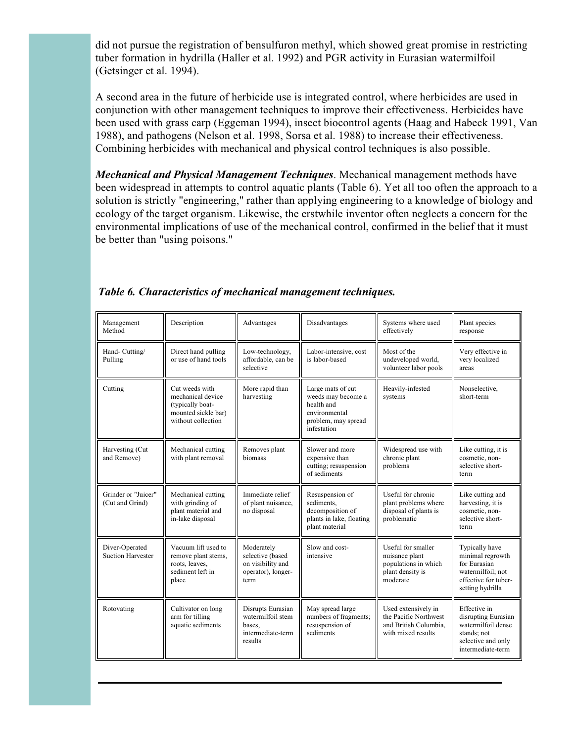did not pursue the registration of bensulfuron methyl, which showed great promise in restricting tuber formation in hydrilla (Haller et al. 1992) and PGR activity in Eurasian watermilfoil (Getsinger et al. 1994).

A second area in the future of herbicide use is integrated control, where herbicides are used in conjunction with other management techniques to improve their effectiveness. Herbicides have been used with grass carp (Eggeman 1994), insect biocontrol agents (Haag and Habeck 1991, Van 1988), and pathogens (Nelson et al. 1998, Sorsa et al. 1988) to increase their effectiveness. Combining herbicides with mechanical and physical control techniques is also possible.

***Mechanical and Physical Management Techniques***. Mechanical management methods have been widespread in attempts to control aquatic plants (Table 6). Yet all too often the approach to a solution is strictly "engineering," rather than applying engineering to a knowledge of biology and ecology of the target organism. Likewise, the erstwhile inventor often neglects a concern for the environmental implications of use of the mechanical control, confirmed in the belief that it must be better than "using poisons."

***Table 6. Characteristics of mechanical management techniques.***

| Management Method | Description | Advantages | Disadvantages | Systems where used effectively | Plant species response |
|---|---|---|---|---|---|
| Hand- Cutting/ Pulling | Direct hand pulling or use of hand tools | Low-technology, affordable, can be selective | Labor-intensive, cost is labor-based | Most of the undeveloped world, volunteer labor pools | Very effective in very localized areas |
| Cutting | Cut weeds with mechanical device (typically boat-mounted sickle bar) without collection | More rapid than harvesting | Large mats of cut weeds may become a health and environmental problem, may spread infestation | Heavily-infested systems | Nonselective, short-term |
| Harvesting (Cut and Remove) | Mechanical cutting with plant removal | Removes plant biomass | Slower and more expensive than cutting; resuspension of sediments | Widespread use with chronic plant problems | Like cutting, it is cosmetic, non-selective short-term |
| Grinder or "Juicer" (Cut and Grind) | Mechanical cutting with grinding of plant material and in-lake disposal | Immediate relief of plant nuisance, no disposal | Resuspension of sediments, decomposition of plants in lake, floating plant material | Useful for chronic plant problems where disposal of plants is problematic | Like cutting and harvesting, it is cosmetic, non-selective short-term |
| Diver-Operated Suction Harvester | Vacuum lift used to remove plant stems, roots, leaves, sediment left in place | Moderately selective (based on visibility and operator), longer-term | Slow and cost-intensive | Useful for smaller nuisance plant populations in which plant density is moderate | Typically have minimal regrowth for Eurasian watermilfoil; not effective for tuber-setting hydrilla |
| Rotovating | Cultivator on long arm for tilling aquatic sediments | Disrupts Eurasian watermilfoil stem bases, intermediate-term results | May spread large numbers of fragments; resuspension of sediments | Used extensively in the Pacific Northwest and British Columbia, with mixed results | Effective in disrupting Eurasian watermilfoil dense stands; not selective and only intermediate-term |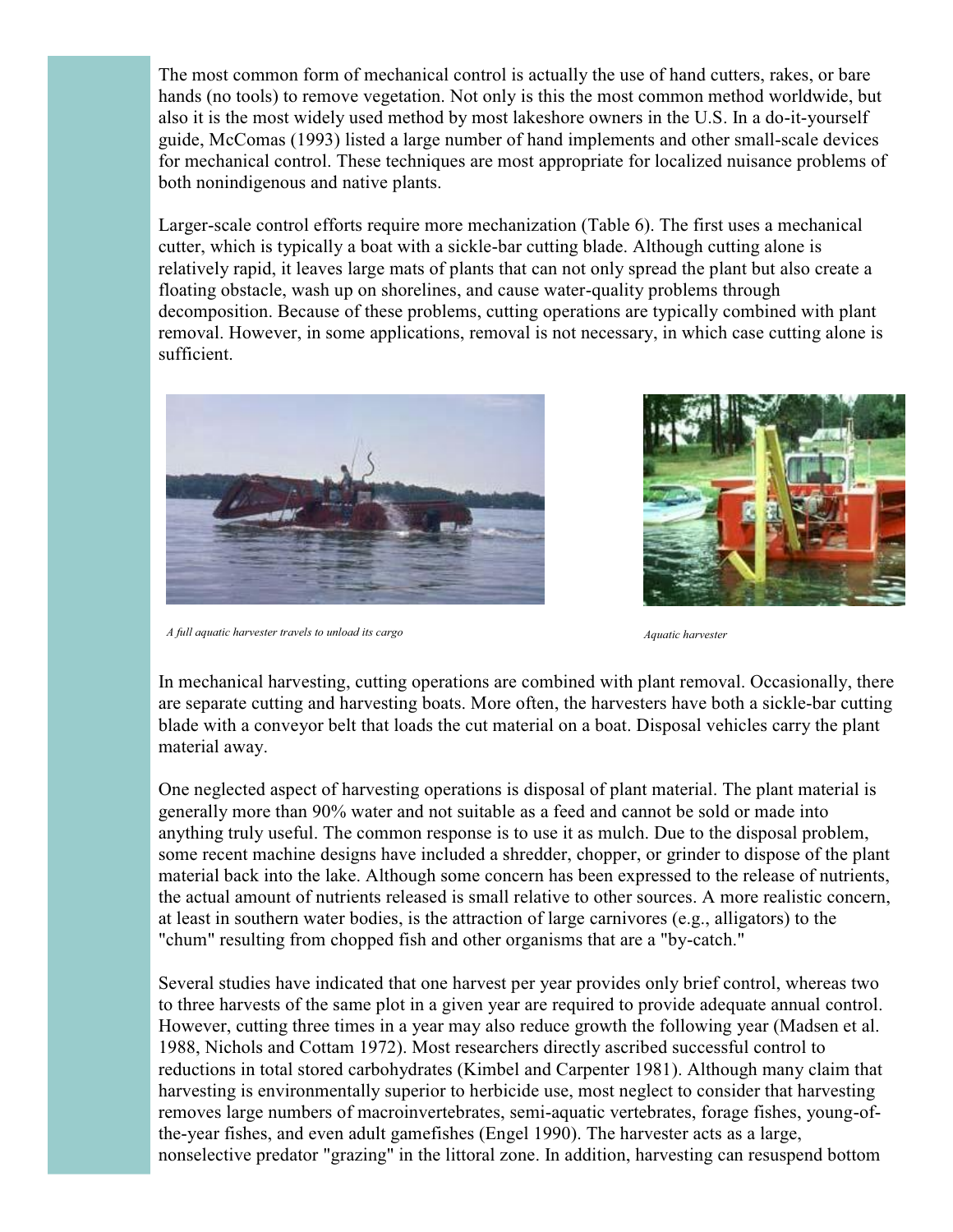The most common form of mechanical control is actually the use of hand cutters, rakes, or bare hands (no tools) to remove vegetation. Not only is this the most common method worldwide, but also it is the most widely used method by most lakeshore owners in the U.S. In a do-it-yourself guide, McComas (1993) listed a large number of hand implements and other small-scale devices for mechanical control. These techniques are most appropriate for localized nuisance problems of both nonindigenous and native plants.

Larger-scale control efforts require more mechanization (Table 6). The first uses a mechanical cutter, which is typically a boat with a sickle-bar cutting blade. Although cutting alone is relatively rapid, it leaves large mats of plants that can not only spread the plant but also create a floating obstacle, wash up on shorelines, and cause water-quality problems through decomposition. Because of these problems, cutting operations are typically combined with plant removal. However, in some applications, removal is not necessary, in which case cutting alone is sufficient.

*A full aquatic harvester travels to unload its cargo*

*Aquatic harvester*

In mechanical harvesting, cutting operations are combined with plant removal. Occasionally, there are separate cutting and harvesting boats. More often, the harvesters have both a sickle-bar cutting blade with a conveyor belt that loads the cut material on a boat. Disposal vehicles carry the plant material away.

One neglected aspect of harvesting operations is disposal of plant material. The plant material is generally more than 90% water and not suitable as a feed and cannot be sold or made into anything truly useful. The common response is to use it as mulch. Due to the disposal problem, some recent machine designs have included a shredder, chopper, or grinder to dispose of the plant material back into the lake. Although some concern has been expressed to the release of nutrients, the actual amount of nutrients released is small relative to other sources. A more realistic concern, at least in southern water bodies, is the attraction of large carnivores (e.g., alligators) to the "chum" resulting from chopped fish and other organisms that are a "by-catch."

Several studies have indicated that one harvest per year provides only brief control, whereas two to three harvests of the same plot in a given year are required to provide adequate annual control. However, cutting three times in a year may also reduce growth the following year (Madsen et al. 1988, Nichols and Cottam 1972). Most researchers directly ascribed successful control to reductions in total stored carbohydrates (Kimbel and Carpenter 1981). Although many claim that harvesting is environmentally superior to herbicide use, most neglect to consider that harvesting removes large numbers of macroinvertebrates, semi-aquatic vertebrates, forage fishes, young-of-the-year fishes, and even adult gamefishes (Engel 1990). The harvester acts as a large, nonselective predator "grazing" in the littoral zone. In addition, harvesting can resuspend bottom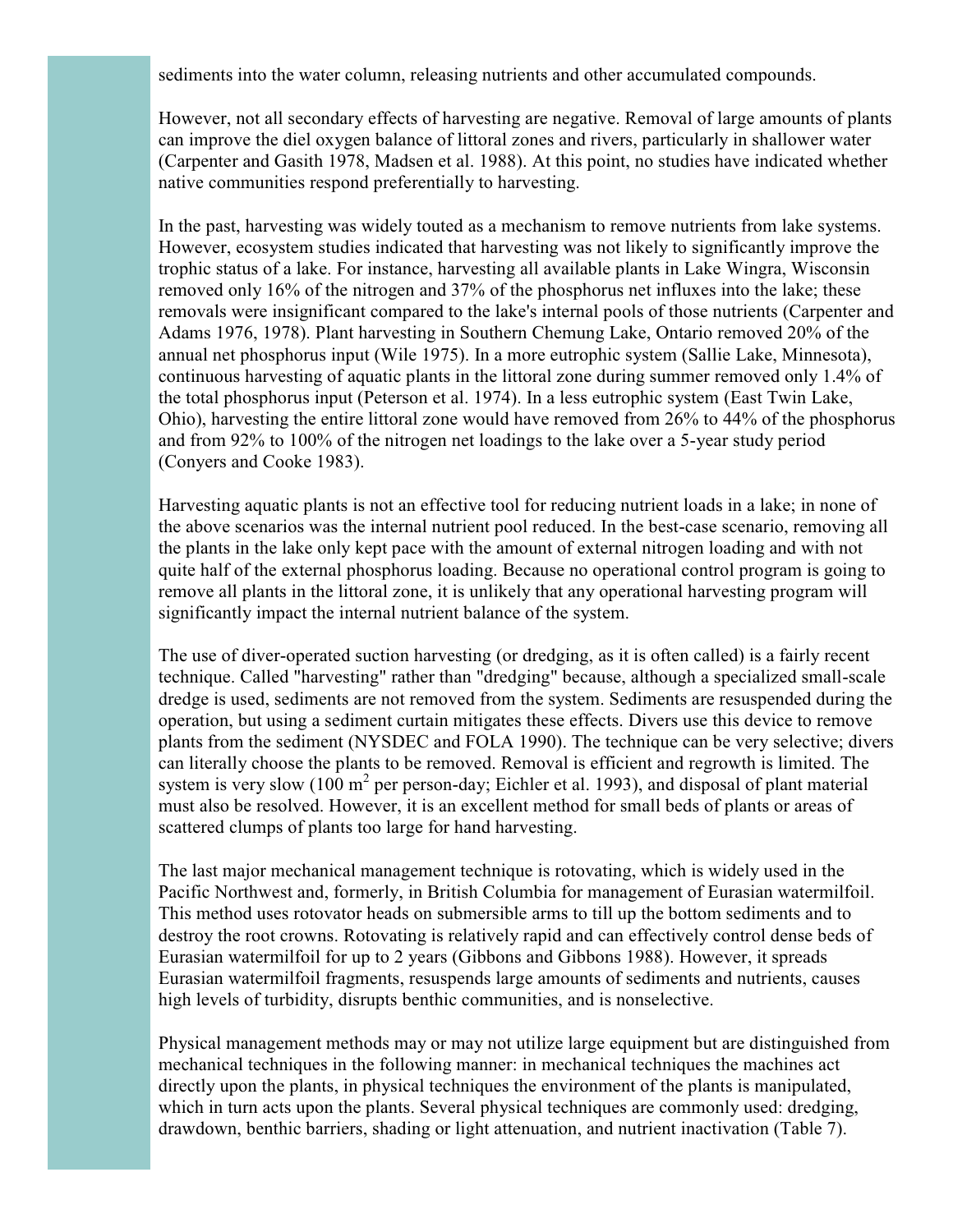sediments into the water column, releasing nutrients and other accumulated compounds.

However, not all secondary effects of harvesting are negative. Removal of large amounts of plants can improve the diel oxygen balance of littoral zones and rivers, particularly in shallower water (Carpenter and Gasith 1978, Madsen et al. 1988). At this point, no studies have indicated whether native communities respond preferentially to harvesting.

In the past, harvesting was widely touted as a mechanism to remove nutrients from lake systems. However, ecosystem studies indicated that harvesting was not likely to significantly improve the trophic status of a lake. For instance, harvesting all available plants in Lake Wingra, Wisconsin removed only 16% of the nitrogen and 37% of the phosphorus net influxes into the lake; these removals were insignificant compared to the lake's internal pools of those nutrients (Carpenter and Adams 1976, 1978). Plant harvesting in Southern Chemung Lake, Ontario removed 20% of the annual net phosphorus input (Wile 1975). In a more eutrophic system (Sallie Lake, Minnesota), continuous harvesting of aquatic plants in the littoral zone during summer removed only 1.4% of the total phosphorus input (Peterson et al. 1974). In a less eutrophic system (East Twin Lake, Ohio), harvesting the entire littoral zone would have removed from 26% to 44% of the phosphorus and from 92% to 100% of the nitrogen net loadings to the lake over a 5-year study period (Conyers and Cooke 1983).

Harvesting aquatic plants is not an effective tool for reducing nutrient loads in a lake; in none of the above scenarios was the internal nutrient pool reduced. In the best-case scenario, removing all the plants in the lake only kept pace with the amount of external nitrogen loading and with not quite half of the external phosphorus loading. Because no operational control program is going to remove all plants in the littoral zone, it is unlikely that any operational harvesting program will significantly impact the internal nutrient balance of the system.

The use of diver-operated suction harvesting (or dredging, as it is often called) is a fairly recent technique. Called "harvesting" rather than "dredging" because, although a specialized small-scale dredge is used, sediments are not removed from the system. Sediments are resuspended during the operation, but using a sediment curtain mitigates these effects. Divers use this device to remove plants from the sediment (NYSDEC and FOLA 1990). The technique can be very selective; divers can literally choose the plants to be removed. Removal is efficient and regrowth is limited. The system is very slow (100 $m^2$ per person-day; Eichler et al. 1993), and disposal of plant material must also be resolved. However, it is an excellent method for small beds of plants or areas of scattered clumps of plants too large for hand harvesting.

The last major mechanical management technique is rotovating, which is widely used in the Pacific Northwest and, formerly, in British Columbia for management of Eurasian watermilfoil. This method uses rotovator heads on submersible arms to till up the bottom sediments and to destroy the root crowns. Rotovating is relatively rapid and can effectively control dense beds of Eurasian watermilfoil for up to 2 years (Gibbons and Gibbons 1988). However, it spreads Eurasian watermilfoil fragments, resuspends large amounts of sediments and nutrients, causes high levels of turbidity, disrupts benthic communities, and is nonselective.

Physical management methods may or may not utilize large equipment but are distinguished from mechanical techniques in the following manner: in mechanical techniques the machines act directly upon the plants, in physical techniques the environment of the plants is manipulated, which in turn acts upon the plants. Several physical techniques are commonly used: dredging, drawdown, benthic barriers, shading or light attenuation, and nutrient inactivation (Table 7).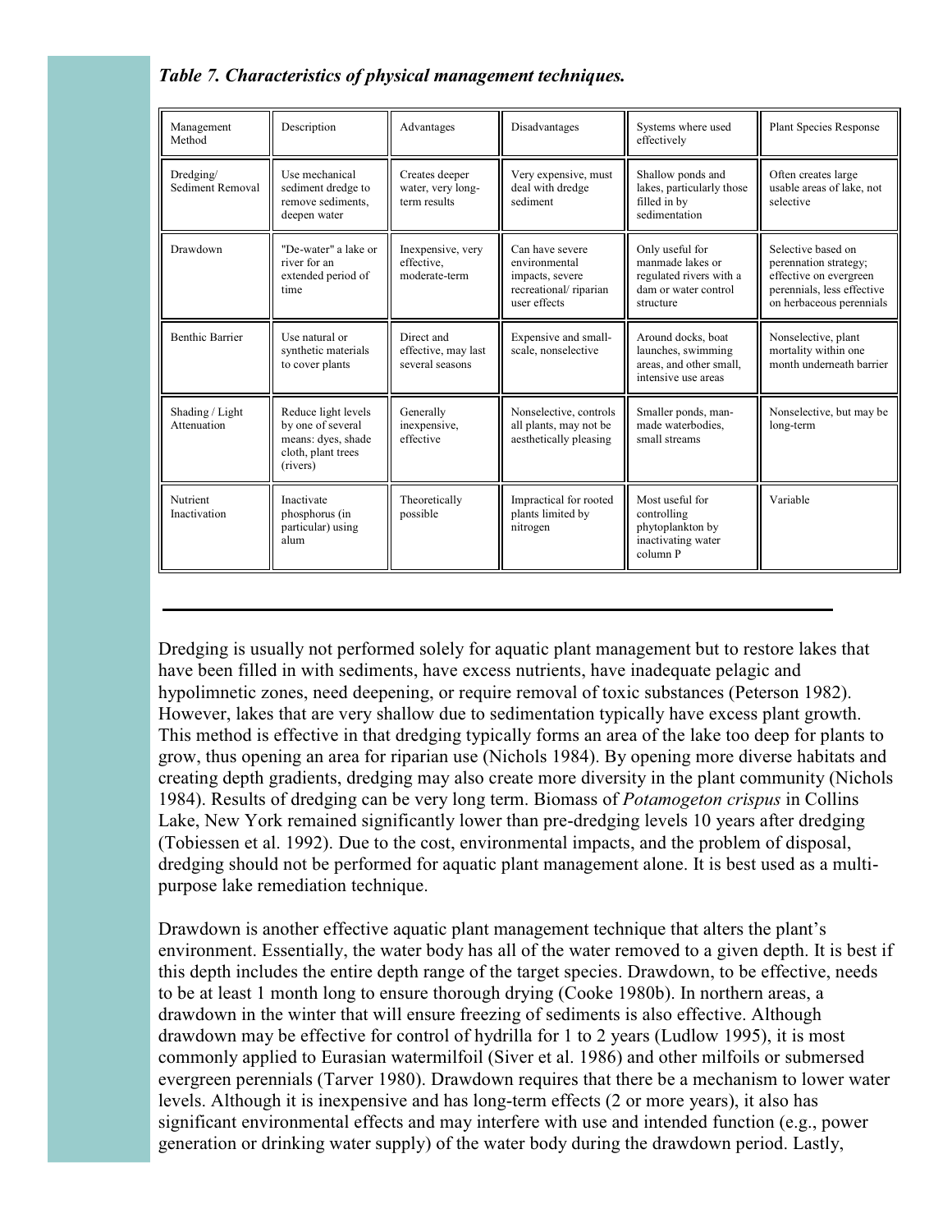***Table 7. Characteristics of physical management techniques.***

| Management Method | Description | Advantages | Disadvantages | Systems where used effectively | Plant Species Response |
|---|---|---|---|---|---|
| Dredging/ Sediment Removal | Use mechanical sediment dredge to remove sediments, deepen water | Creates deeper water, very long-term results | Very expensive, must deal with dredge sediment | Shallow ponds and lakes, particularly those filled in by sedimentation | Often creates large usable areas of lake, not selective |
| Drawdown | "De-water" a lake or river for an extended period of time | Inexpensive, very effective, moderate-term | Can have severe environmental impacts, severe recreational/ riparian user effects | Only useful for manmade lakes or regulated rivers with a dam or water control structure | Selective based on perennation strategy; effective on evergreen perennials, less effective on herbaceous perennials |
| Benthic Barrier | Use natural or synthetic materials to cover plants | Direct and effective, may last several seasons | Expensive and small-scale, nonselective | Around docks, boat launches, swimming areas, and other small, intensive use areas | Nonselective, plant mortality within one month underneath barrier |
| Shading / Light Attenuation | Reduce light levels by one of several means: dyes, shade cloth, plant trees (rivers) | Generally inexpensive, effective | Nonselective, controls all plants, may not be aesthetically pleasing | Smaller ponds, man-made waterbodies, small streams | Nonselective, but may be long-term |
| Nutrient Inactivation | Inactivate phosphorus (in particular) using alum | Theoretically possible | Impractical for rooted plants limited by nitrogen | Most useful for controlling phytoplankton by inactivating water column P | Variable |

---

Dredging is usually not performed solely for aquatic plant management but to restore lakes that have been filled in with sediments, have excess nutrients, have inadequate pelagic and hypolimnetic zones, need deepening, or require removal of toxic substances (Peterson 1982). However, lakes that are very shallow due to sedimentation typically have excess plant growth. This method is effective in that dredging typically forms an area of the lake too deep for plants to grow, thus opening an area for riparian use (Nichols 1984). By opening more diverse habitats and creating depth gradients, dredging may also create more diversity in the plant community (Nichols 1984). Results of dredging can be very long term. Biomass of *Potamogeton crispus* in Collins Lake, New York remained significantly lower than pre-dredging levels 10 years after dredging (Tobiessen et al. 1992). Due to the cost, environmental impacts, and the problem of disposal, dredging should not be performed for aquatic plant management alone. It is best used as a multi-purpose lake remediation technique.

Drawdown is another effective aquatic plant management technique that alters the plant's environment. Essentially, the water body has all of the water removed to a given depth. It is best if this depth includes the entire depth range of the target species. Drawdown, to be effective, needs to be at least 1 month long to ensure thorough drying (Cooke 1980b). In northern areas, a drawdown in the winter that will ensure freezing of sediments is also effective. Although drawdown may be effective for control of hydrilla for 1 to 2 years (Ludlow 1995), it is most commonly applied to Eurasian watermilfoil (Siver et al. 1986) and other milfoils or submersed evergreen perennials (Tarver 1980). Drawdown requires that there be a mechanism to lower water levels. Although it is inexpensive and has long-term effects (2 or more years), it also has significant environmental effects and may interfere with use and intended function (e.g., power generation or drinking water supply) of the water body during the drawdown period. Lastly,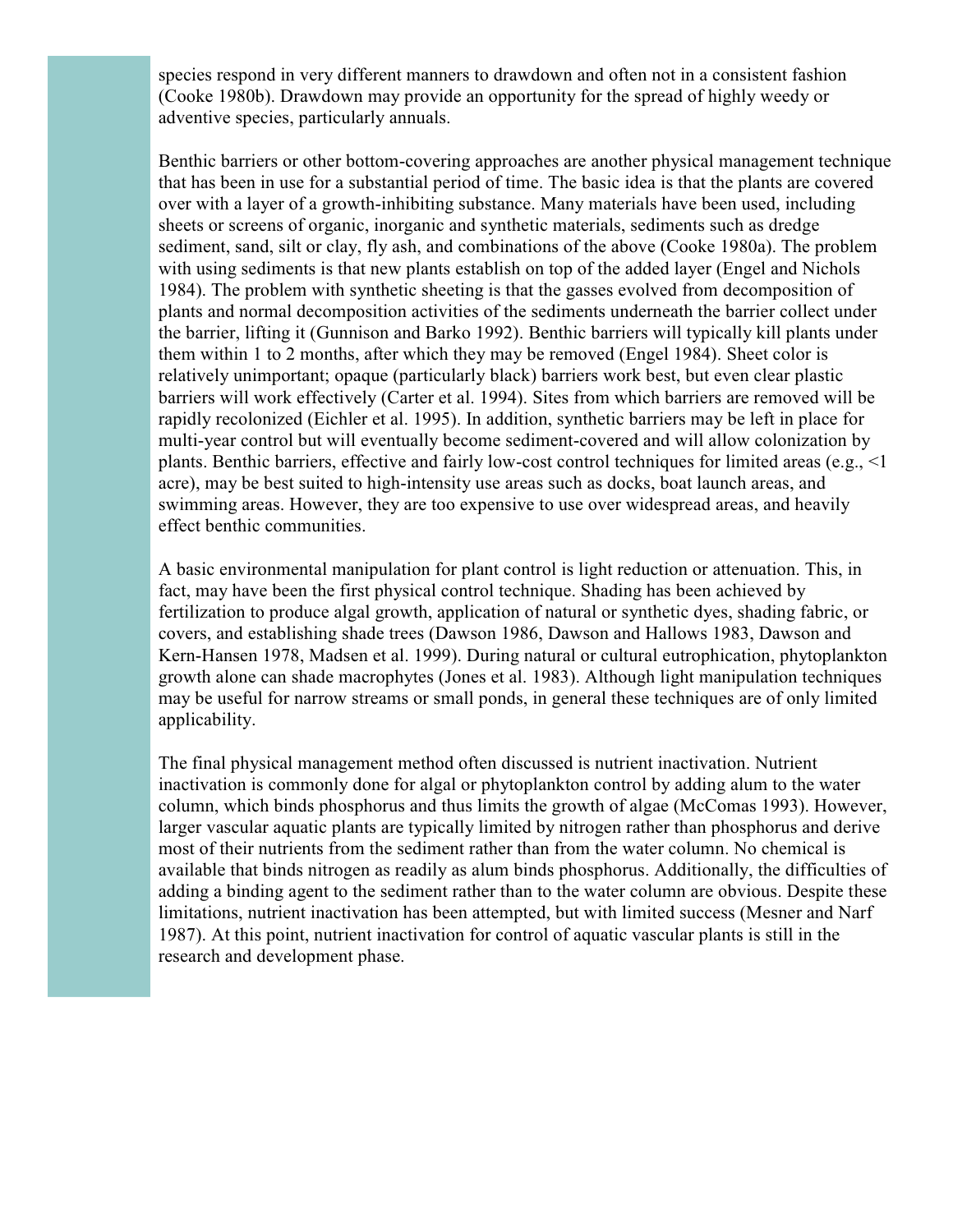species respond in very different manners to drawdown and often not in a consistent fashion (Cooke 1980b). Drawdown may provide an opportunity for the spread of highly weedy or adventive species, particularly annuals.

Benthic barriers or other bottom-covering approaches are another physical management technique that has been in use for a substantial period of time. The basic idea is that the plants are covered over with a layer of a growth-inhibiting substance. Many materials have been used, including sheets or screens of organic, inorganic and synthetic materials, sediments such as dredge sediment, sand, silt or clay, fly ash, and combinations of the above (Cooke 1980a). The problem with using sediments is that new plants establish on top of the added layer (Engel and Nichols 1984). The problem with synthetic sheeting is that the gasses evolved from decomposition of plants and normal decomposition activities of the sediments underneath the barrier collect under the barrier, lifting it (Gunnison and Barko 1992). Benthic barriers will typically kill plants under them within 1 to 2 months, after which they may be removed (Engel 1984). Sheet color is relatively unimportant; opaque (particularly black) barriers work best, but even clear plastic barriers will work effectively (Carter et al. 1994). Sites from which barriers are removed will be rapidly recolonized (Eichler et al. 1995). In addition, synthetic barriers may be left in place for multi-year control but will eventually become sediment-covered and will allow colonization by plants. Benthic barriers, effective and fairly low-cost control techniques for limited areas (e.g., <1 acre), may be best suited to high-intensity use areas such as docks, boat launch areas, and swimming areas. However, they are too expensive to use over widespread areas, and heavily effect benthic communities.

A basic environmental manipulation for plant control is light reduction or attenuation. This, in fact, may have been the first physical control technique. Shading has been achieved by fertilization to produce algal growth, application of natural or synthetic dyes, shading fabric, or covers, and establishing shade trees (Dawson 1986, Dawson and Hallows 1983, Dawson and Kern-Hansen 1978, Madsen et al. 1999). During natural or cultural eutrophication, phytoplankton growth alone can shade macrophytes (Jones et al. 1983). Although light manipulation techniques may be useful for narrow streams or small ponds, in general these techniques are of only limited applicability.

The final physical management method often discussed is nutrient inactivation. Nutrient inactivation is commonly done for algal or phytoplankton control by adding alum to the water column, which binds phosphorus and thus limits the growth of algae (McComas 1993). However, larger vascular aquatic plants are typically limited by nitrogen rather than phosphorus and derive most of their nutrients from the sediment rather than from the water column. No chemical is available that binds nitrogen as readily as alum binds phosphorus. Additionally, the difficulties of adding a binding agent to the sediment rather than to the water column are obvious. Despite these limitations, nutrient inactivation has been attempted, but with limited success (Mesner and Narf 1987). At this point, nutrient inactivation for control of aquatic vascular plants is still in the research and development phase.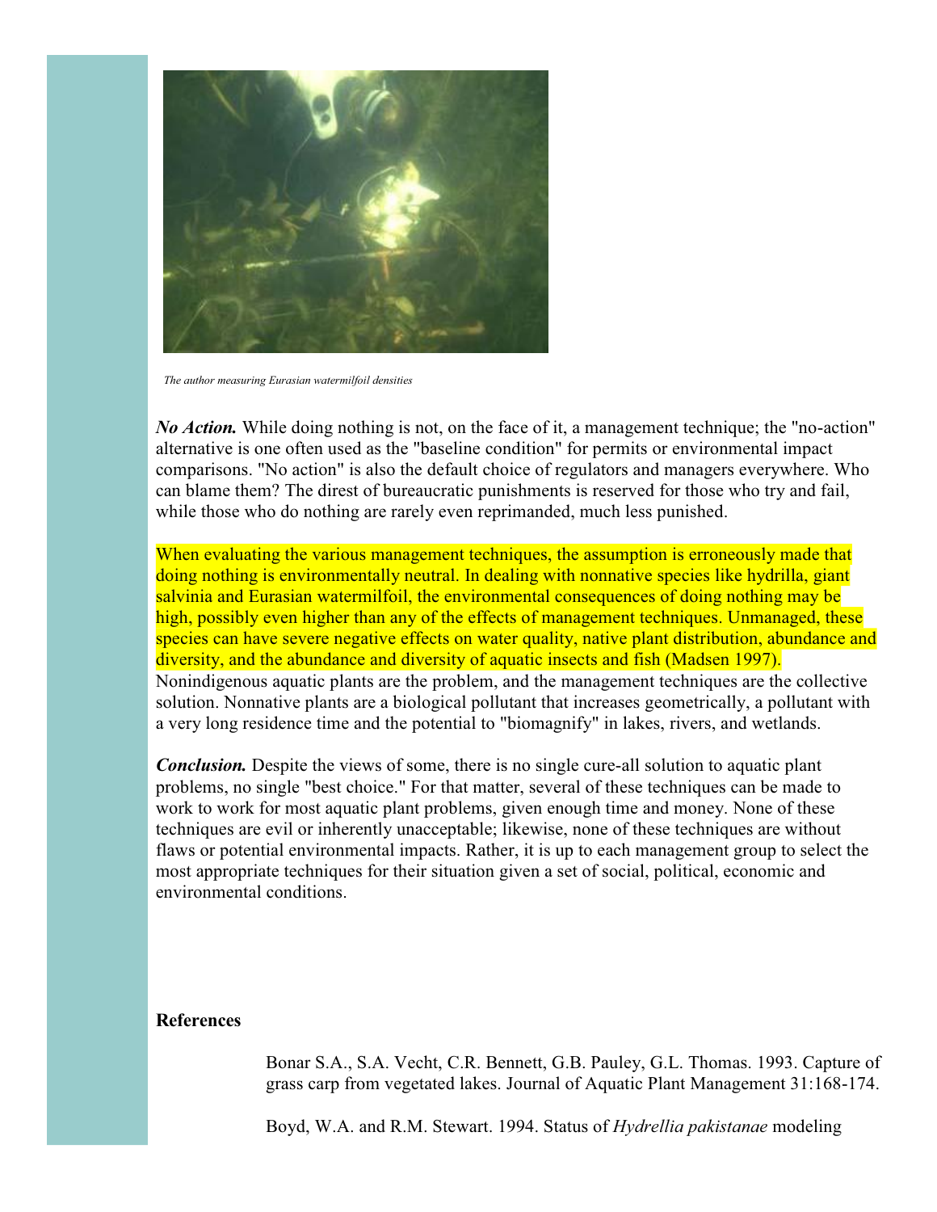*The author measuring Eurasian watermilfoil densities*

***No Action.*** While doing nothing is not, on the face of it, a management technique; the "no-action" alternative is one often used as the "baseline condition" for permits or environmental impact comparisons. "No action" is also the default choice of regulators and managers everywhere. Who can blame them? The direst of bureaucratic punishments is reserved for those who try and fail, while those who do nothing are rarely even reprimanded, much less punished.

When evaluating the various management techniques, the assumption is erroneously made that doing nothing is environmentally neutral. In dealing with nonnative species like hydrilla, giant salvinia and Eurasian watermilfoil, the environmental consequences of doing nothing may be high, possibly even higher than any of the effects of management techniques. Unmanaged, these species can have severe negative effects on water quality, native plant distribution, abundance and diversity, and the abundance and diversity of aquatic insects and fish (Madsen 1997). Nonindigenous aquatic plants are the problem, and the management techniques are the collective solution. Nonnative plants are a biological pollutant that increases geometrically, a pollutant with a very long residence time and the potential to "biomagnify" in lakes, rivers, and wetlands.

***Conclusion.*** Despite the views of some, there is no single cure-all solution to aquatic plant problems, no single "best choice." For that matter, several of these techniques can be made to work to work for most aquatic plant problems, given enough time and money. None of these techniques are evil or inherently unacceptable; likewise, none of these techniques are without flaws or potential environmental impacts. Rather, it is up to each management group to select the most appropriate techniques for their situation given a set of social, political, economic and environmental conditions.

**References**

Bonar S.A., S.A. Vecht, C.R. Bennett, G.B. Pauley, G.L. Thomas. 1993. Capture of grass carp from vegetated lakes. Journal of Aquatic Plant Management 31:168-174.

Boyd, W.A. and R.M. Stewart. 1994. Status of *Hydrellia pakistanae* modeling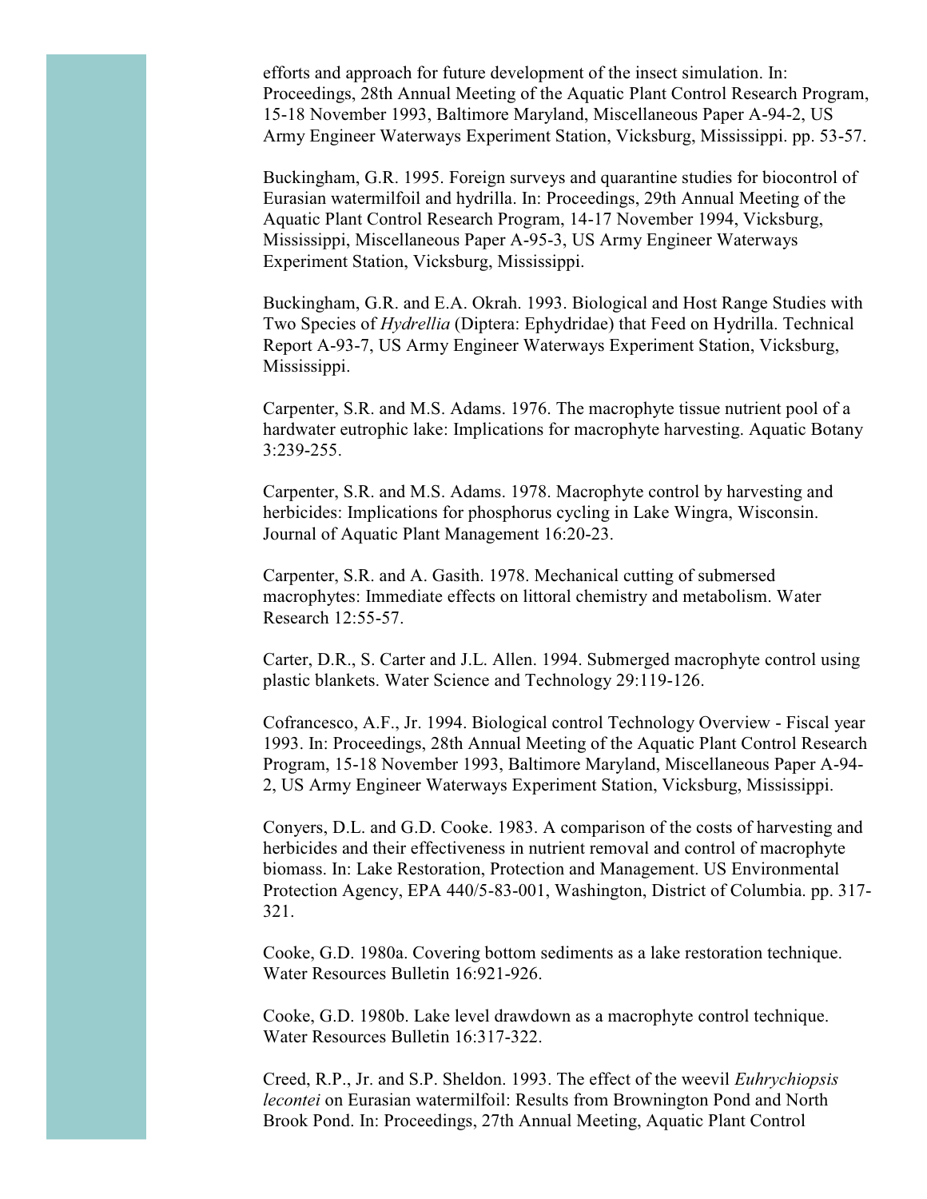efforts and approach for future development of the insect simulation. In: Proceedings, 28th Annual Meeting of the Aquatic Plant Control Research Program, 15-18 November 1993, Baltimore Maryland, Miscellaneous Paper A-94-2, US Army Engineer Waterways Experiment Station, Vicksburg, Mississippi. pp. 53-57.

Buckingham, G.R. 1995. Foreign surveys and quarantine studies for biocontrol of Eurasian watermilfoil and hydrilla. In: Proceedings, 29th Annual Meeting of the Aquatic Plant Control Research Program, 14-17 November 1994, Vicksburg, Mississippi, Miscellaneous Paper A-95-3, US Army Engineer Waterways Experiment Station, Vicksburg, Mississippi.

Buckingham, G.R. and E.A. Okrah. 1993. Biological and Host Range Studies with Two Species of *Hydrellia* (Diptera: Ephydridae) that Feed on Hydrilla. Technical Report A-93-7, US Army Engineer Waterways Experiment Station, Vicksburg, Mississippi.

Carpenter, S.R. and M.S. Adams. 1976. The macrophyte tissue nutrient pool of a hardwater eutrophic lake: Implications for macrophyte harvesting. Aquatic Botany 3:239-255.

Carpenter, S.R. and M.S. Adams. 1978. Macrophyte control by harvesting and herbicides: Implications for phosphorus cycling in Lake Wingra, Wisconsin. Journal of Aquatic Plant Management 16:20-23.

Carpenter, S.R. and A. Gasith. 1978. Mechanical cutting of submersed macrophytes: Immediate effects on littoral chemistry and metabolism. Water Research 12:55-57.

Carter, D.R., S. Carter and J.L. Allen. 1994. Submerged macrophyte control using plastic blankets. Water Science and Technology 29:119-126.

Cofrancesco, A.F., Jr. 1994. Biological control Technology Overview - Fiscal year 1993. In: Proceedings, 28th Annual Meeting of the Aquatic Plant Control Research Program, 15-18 November 1993, Baltimore Maryland, Miscellaneous Paper A-94-2, US Army Engineer Waterways Experiment Station, Vicksburg, Mississippi.

Conyers, D.L. and G.D. Cooke. 1983. A comparison of the costs of harvesting and herbicides and their effectiveness in nutrient removal and control of macrophyte biomass. In: Lake Restoration, Protection and Management. US Environmental Protection Agency, EPA 440/5-83-001, Washington, District of Columbia. pp. 317-321.

Cooke, G.D. 1980a. Covering bottom sediments as a lake restoration technique. Water Resources Bulletin 16:921-926.

Cooke, G.D. 1980b. Lake level drawdown as a macrophyte control technique. Water Resources Bulletin 16:317-322.

Creed, R.P., Jr. and S.P. Sheldon. 1993. The effect of the weevil *Euhrychiopsis lecontei* on Eurasian watermilfoil: Results from Brownington Pond and North Brook Pond. In: Proceedings, 27th Annual Meeting, Aquatic Plant Control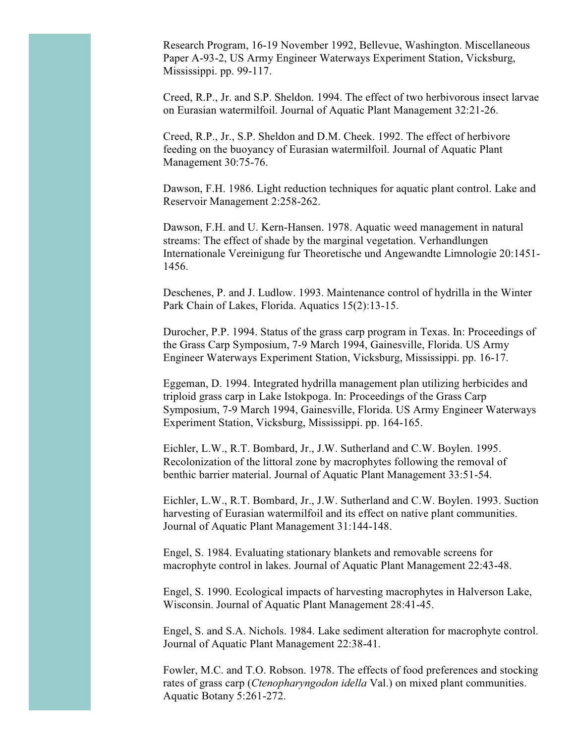Research Program, 16-19 November 1992, Bellevue, Washington. Miscellaneous Paper A-93-2, US Army Engineer Waterways Experiment Station, Vicksburg, Mississippi. pp. 99-117.

Creed, R.P., Jr. and S.P. Sheldon. 1994. The effect of two herbivorous insect larvae on Eurasian watermilfoil. Journal of Aquatic Plant Management 32:21-26.

Creed, R.P., Jr., S.P. Sheldon and D.M. Cheek. 1992. The effect of herbivore feeding on the buoyancy of Eurasian watermilfoil. Journal of Aquatic Plant Management 30:75-76.

Dawson, F.H. 1986. Light reduction techniques for aquatic plant control. Lake and Reservoir Management 2:258-262.

Dawson, F.H. and U. Kern-Hansen. 1978. Aquatic weed management in natural streams: The effect of shade by the marginal vegetation. Verhandlungen Internationale Vereinigung fur Theoretische und Angewandte Limnologie 20:1451-1456.

Deschenes, P. and J. Ludlow. 1993. Maintenance control of hydrilla in the Winter Park Chain of Lakes, Florida. Aquatics 15(2):13-15.

Durocher, P.P. 1994. Status of the grass carp program in Texas. In: Proceedings of the Grass Carp Symposium, 7-9 March 1994, Gainesville, Florida. US Army Engineer Waterways Experiment Station, Vicksburg, Mississippi. pp. 16-17.

Eggeman, D. 1994. Integrated hydrilla management plan utilizing herbicides and triploid grass carp in Lake Istokpoga. In: Proceedings of the Grass Carp Symposium, 7-9 March 1994, Gainesville, Florida. US Army Engineer Waterways Experiment Station, Vicksburg, Mississippi. pp. 164-165.

Eichler, L.W., R.T. Bombard, Jr., J.W. Sutherland and C.W. Boylen. 1995. Recolonization of the littoral zone by macrophytes following the removal of benthic barrier material. Journal of Aquatic Plant Management 33:51-54.

Eichler, L.W., R.T. Bombard, Jr., J.W. Sutherland and C.W. Boylen. 1993. Suction harvesting of Eurasian watermilfoil and its effect on native plant communities. Journal of Aquatic Plant Management 31:144-148.

Engel, S. 1984. Evaluating stationary blankets and removable screens for macrophyte control in lakes. Journal of Aquatic Plant Management 22:43-48.

Engel, S. 1990. Ecological impacts of harvesting macrophytes in Halverson Lake, Wisconsin. Journal of Aquatic Plant Management 28:41-45.

Engel, S. and S.A. Nichols. 1984. Lake sediment alteration for macrophyte control. Journal of Aquatic Plant Management 22:38-41.

Fowler, M.C. and T.O. Robson. 1978. The effects of food preferences and stocking rates of grass carp (*Ctenopharyngodon idella* Val.) on mixed plant communities. Aquatic Botany 5:261-272.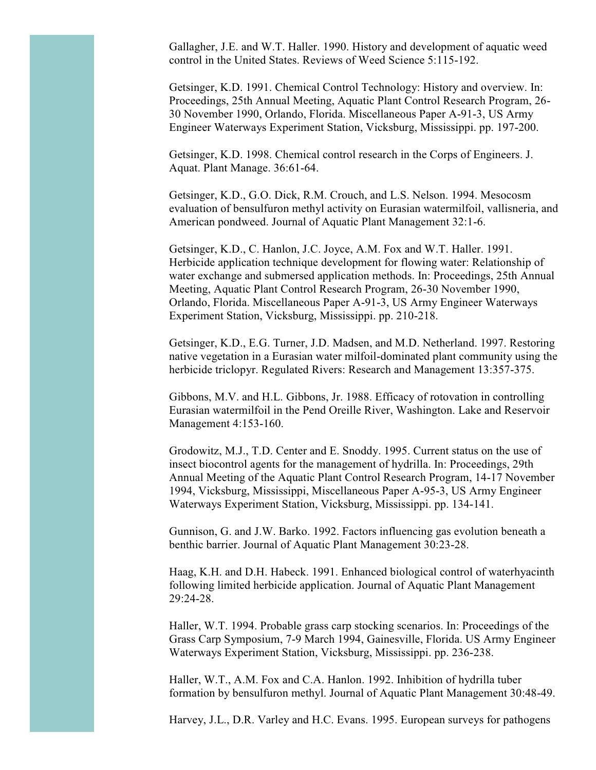Gallagher, J.E. and W.T. Haller. 1990. History and development of aquatic weed control in the United States. Reviews of Weed Science 5:115-192.

Getsinger, K.D. 1991. Chemical Control Technology: History and overview. In: Proceedings, 25th Annual Meeting, Aquatic Plant Control Research Program, 26-30 November 1990, Orlando, Florida. Miscellaneous Paper A-91-3, US Army Engineer Waterways Experiment Station, Vicksburg, Mississippi. pp. 197-200.

Getsinger, K.D. 1998. Chemical control research in the Corps of Engineers. J. Aquat. Plant Manage. 36:61-64.

Getsinger, K.D., G.O. Dick, R.M. Crouch, and L.S. Nelson. 1994. Mesocosm evaluation of bensulfuron methyl activity on Eurasian watermilfoil, vallisneria, and American pondweed. Journal of Aquatic Plant Management 32:1-6.

Getsinger, K.D., C. Hanlon, J.C. Joyce, A.M. Fox and W.T. Haller. 1991. Herbicide application technique development for flowing water: Relationship of water exchange and submersed application methods. In: Proceedings, 25th Annual Meeting, Aquatic Plant Control Research Program, 26-30 November 1990, Orlando, Florida. Miscellaneous Paper A-91-3, US Army Engineer Waterways Experiment Station, Vicksburg, Mississippi. pp. 210-218.

Getsinger, K.D., E.G. Turner, J.D. Madsen, and M.D. Netherland. 1997. Restoring native vegetation in a Eurasian water milfoil-dominated plant community using the herbicide triclopyr. Regulated Rivers: Research and Management 13:357-375.

Gibbons, M.V. and H.L. Gibbons, Jr. 1988. Efficacy of rotovation in controlling Eurasian watermilfoil in the Pend Oreille River, Washington. Lake and Reservoir Management 4:153-160.

Grodowitz, M.J., T.D. Center and E. Snoddy. 1995. Current status on the use of insect biocontrol agents for the management of hydrilla. In: Proceedings, 29th Annual Meeting of the Aquatic Plant Control Research Program, 14-17 November 1994, Vicksburg, Mississippi, Miscellaneous Paper A-95-3, US Army Engineer Waterways Experiment Station, Vicksburg, Mississippi. pp. 134-141.

Gunnison, G. and J.W. Barko. 1992. Factors influencing gas evolution beneath a benthic barrier. Journal of Aquatic Plant Management 30:23-28.

Haag, K.H. and D.H. Habeck. 1991. Enhanced biological control of waterhyacinth following limited herbicide application. Journal of Aquatic Plant Management 29:24-28.

Haller, W.T. 1994. Probable grass carp stocking scenarios. In: Proceedings of the Grass Carp Symposium, 7-9 March 1994, Gainesville, Florida. US Army Engineer Waterways Experiment Station, Vicksburg, Mississippi. pp. 236-238.

Haller, W.T., A.M. Fox and C.A. Hanlon. 1992. Inhibition of hydrilla tuber formation by bensulfuron methyl. Journal of Aquatic Plant Management 30:48-49.

Harvey, J.L., D.R. Varley and H.C. Evans. 1995. European surveys for pathogens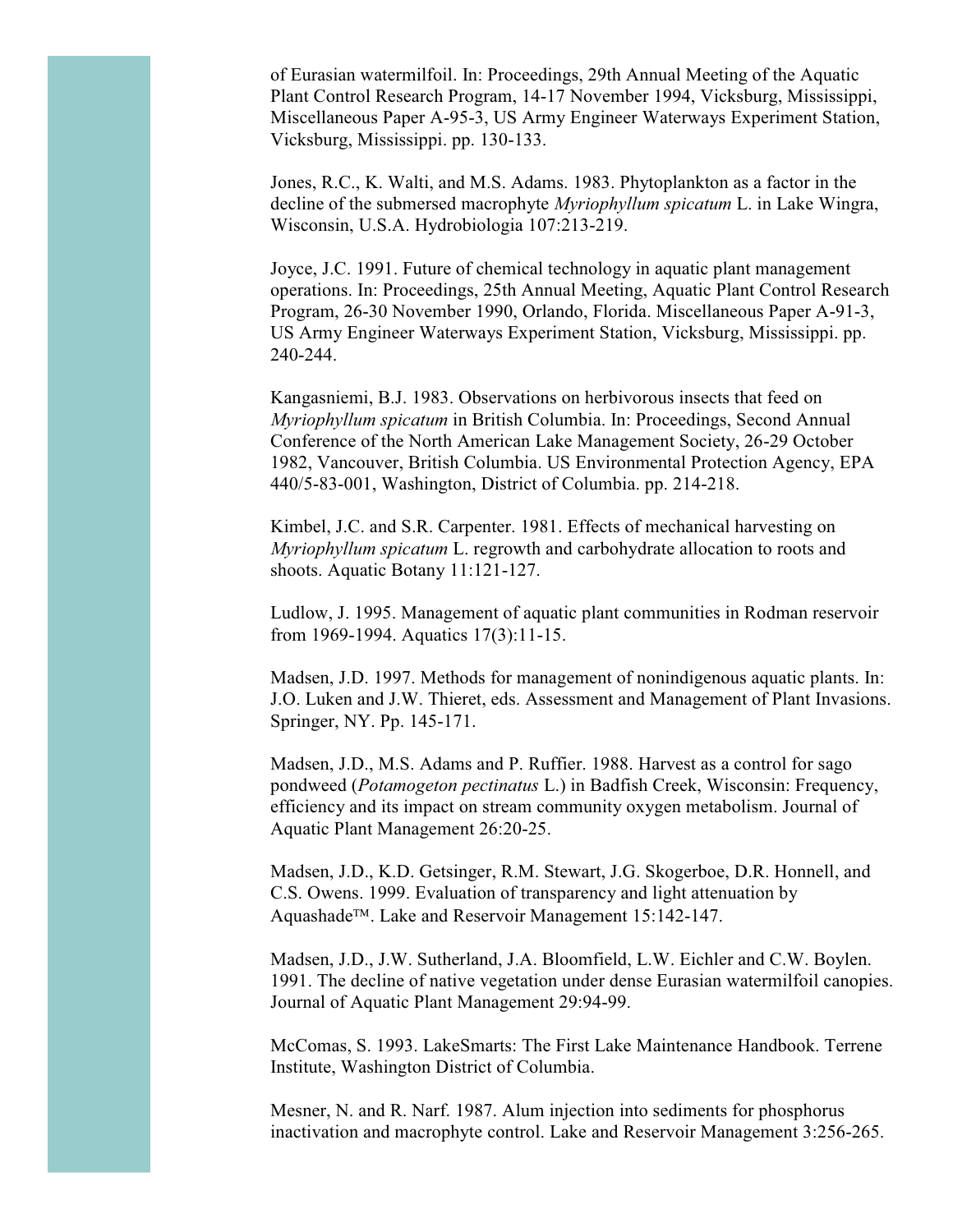of Eurasian watermilfoil. In: Proceedings, 29th Annual Meeting of the Aquatic Plant Control Research Program, 14-17 November 1994, Vicksburg, Mississippi, Miscellaneous Paper A-95-3, US Army Engineer Waterways Experiment Station, Vicksburg, Mississippi. pp. 130-133.

Jones, R.C., K. Walti, and M.S. Adams. 1983. Phytoplankton as a factor in the decline of the submersed macrophyte *Myriophyllum spicatum* L. in Lake Wingra, Wisconsin, U.S.A. Hydrobiologia 107:213-219.

Joyce, J.C. 1991. Future of chemical technology in aquatic plant management operations. In: Proceedings, 25th Annual Meeting, Aquatic Plant Control Research Program, 26-30 November 1990, Orlando, Florida. Miscellaneous Paper A-91-3, US Army Engineer Waterways Experiment Station, Vicksburg, Mississippi. pp. 240-244.

Kangasniemi, B.J. 1983. Observations on herbivorous insects that feed on *Myriophyllum spicatum* in British Columbia. In: Proceedings, Second Annual Conference of the North American Lake Management Society, 26-29 October 1982, Vancouver, British Columbia. US Environmental Protection Agency, EPA 440/5-83-001, Washington, District of Columbia. pp. 214-218.

Kimbel, J.C. and S.R. Carpenter. 1981. Effects of mechanical harvesting on *Myriophyllum spicatum* L. regrowth and carbohydrate allocation to roots and shoots. Aquatic Botany 11:121-127.

Ludlow, J. 1995. Management of aquatic plant communities in Rodman reservoir from 1969-1994. Aquatics 17(3):11-15.

Madsen, J.D. 1997. Methods for management of nonindigenous aquatic plants. In: J.O. Luken and J.W. Thieret, eds. Assessment and Management of Plant Invasions. Springer, NY. Pp. 145-171.

Madsen, J.D., M.S. Adams and P. Ruffier. 1988. Harvest as a control for sago pondweed (*Potamogeton pectinatus* L.) in Badfish Creek, Wisconsin: Frequency, efficiency and its impact on stream community oxygen metabolism. Journal of Aquatic Plant Management 26:20-25.

Madsen, J.D., K.D. Getsinger, R.M. Stewart, J.G. Skogerboe, D.R. Honnell, and C.S. Owens. 1999. Evaluation of transparency and light attenuation by Aquashade™. Lake and Reservoir Management 15:142-147.

Madsen, J.D., J.W. Sutherland, J.A. Bloomfield, L.W. Eichler and C.W. Boylen. 1991. The decline of native vegetation under dense Eurasian watermilfoil canopies. Journal of Aquatic Plant Management 29:94-99.

McComas, S. 1993. LakeSmarts: The First Lake Maintenance Handbook. Terrene Institute, Washington District of Columbia.

Mesner, N. and R. Narf. 1987. Alum injection into sediments for phosphorus inactivation and macrophyte control. Lake and Reservoir Management 3:256-265.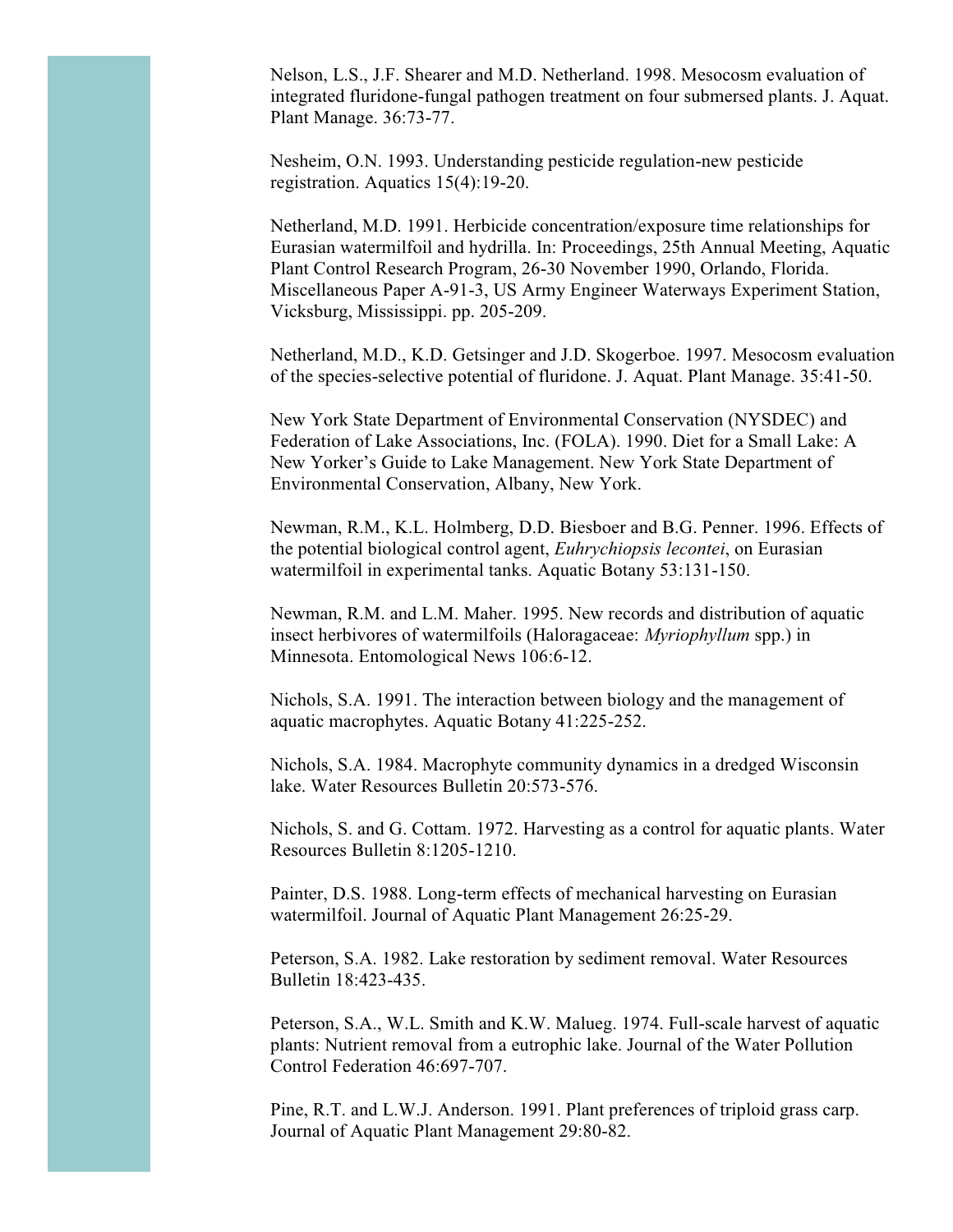Nelson, L.S., J.F. Shearer and M.D. Netherland. 1998. Mesocosm evaluation of integrated fluridone-fungal pathogen treatment on four submersed plants. J. Aquat. Plant Manage. 36:73-77.

Nesheim, O.N. 1993. Understanding pesticide regulation-new pesticide registration. Aquatics 15(4):19-20.

Netherland, M.D. 1991. Herbicide concentration/exposure time relationships for Eurasian watermilfoil and hydrilla. In: Proceedings, 25th Annual Meeting, Aquatic Plant Control Research Program, 26-30 November 1990, Orlando, Florida. Miscellaneous Paper A-91-3, US Army Engineer Waterways Experiment Station, Vicksburg, Mississippi. pp. 205-209.

Netherland, M.D., K.D. Getsinger and J.D. Skogerboe. 1997. Mesocosm evaluation of the species-selective potential of fluridone. J. Aquat. Plant Manage. 35:41-50.

New York State Department of Environmental Conservation (NYSDEC) and Federation of Lake Associations, Inc. (FOLA). 1990. Diet for a Small Lake: A New Yorker's Guide to Lake Management. New York State Department of Environmental Conservation, Albany, New York.

Newman, R.M., K.L. Holmberg, D.D. Biesboer and B.G. Penner. 1996. Effects of the potential biological control agent, *Euhrychiopsis lecontei*, on Eurasian watermilfoil in experimental tanks. Aquatic Botany 53:131-150.

Newman, R.M. and L.M. Maher. 1995. New records and distribution of aquatic insect herbivores of watermilfoils (Haloragaceae: *Myriophyllum* spp.) in Minnesota. Entomological News 106:6-12.

Nichols, S.A. 1991. The interaction between biology and the management of aquatic macrophytes. Aquatic Botany 41:225-252.

Nichols, S.A. 1984. Macrophyte community dynamics in a dredged Wisconsin lake. Water Resources Bulletin 20:573-576.

Nichols, S. and G. Cottam. 1972. Harvesting as a control for aquatic plants. Water Resources Bulletin 8:1205-1210.

Painter, D.S. 1988. Long-term effects of mechanical harvesting on Eurasian watermilfoil. Journal of Aquatic Plant Management 26:25-29.

Peterson, S.A. 1982. Lake restoration by sediment removal. Water Resources Bulletin 18:423-435.

Peterson, S.A., W.L. Smith and K.W. Malueg. 1974. Full-scale harvest of aquatic plants: Nutrient removal from a eutrophic lake. Journal of the Water Pollution Control Federation 46:697-707.

Pine, R.T. and L.W.J. Anderson. 1991. Plant preferences of triploid grass carp. Journal of Aquatic Plant Management 29:80-82.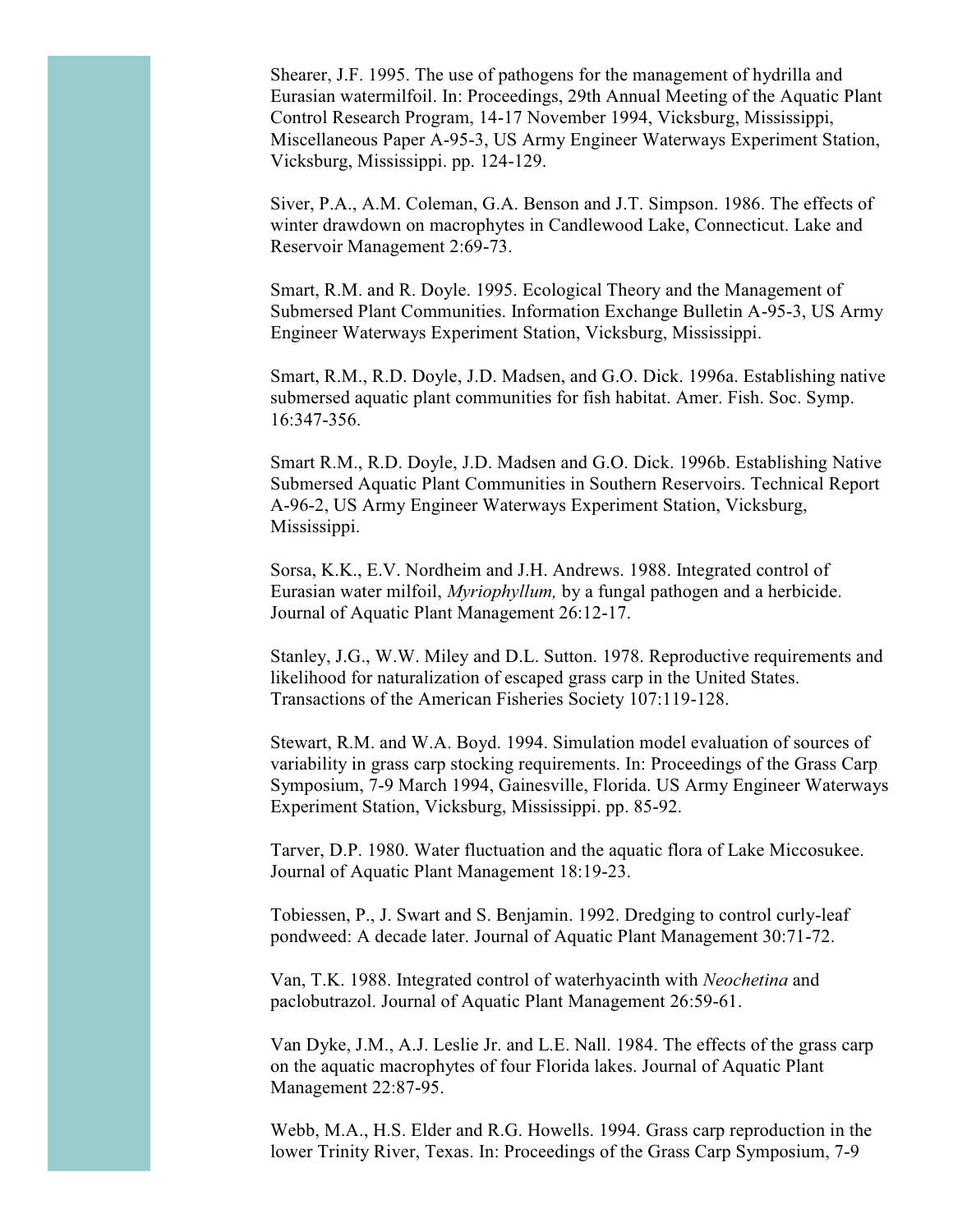Shearer, J.F. 1995. The use of pathogens for the management of hydrilla and Eurasian watermilfoil. In: Proceedings, 29th Annual Meeting of the Aquatic Plant Control Research Program, 14-17 November 1994, Vicksburg, Mississippi, Miscellaneous Paper A-95-3, US Army Engineer Waterways Experiment Station, Vicksburg, Mississippi. pp. 124-129.

Siver, P.A., A.M. Coleman, G.A. Benson and J.T. Simpson. 1986. The effects of winter drawdown on macrophytes in Candlewood Lake, Connecticut. Lake and Reservoir Management 2:69-73.

Smart, R.M. and R. Doyle. 1995. Ecological Theory and the Management of Submersed Plant Communities. Information Exchange Bulletin A-95-3, US Army Engineer Waterways Experiment Station, Vicksburg, Mississippi.

Smart, R.M., R.D. Doyle, J.D. Madsen, and G.O. Dick. 1996a. Establishing native submersed aquatic plant communities for fish habitat. Amer. Fish. Soc. Symp. 16:347-356.

Smart R.M., R.D. Doyle, J.D. Madsen and G.O. Dick. 1996b. Establishing Native Submersed Aquatic Plant Communities in Southern Reservoirs. Technical Report A-96-2, US Army Engineer Waterways Experiment Station, Vicksburg, Mississippi.

Sorsa, K.K., E.V. Nordheim and J.H. Andrews. 1988. Integrated control of Eurasian water milfoil, *Myriophyllum,* by a fungal pathogen and a herbicide. Journal of Aquatic Plant Management 26:12-17.

Stanley, J.G., W.W. Miley and D.L. Sutton. 1978. Reproductive requirements and likelihood for naturalization of escaped grass carp in the United States. Transactions of the American Fisheries Society 107:119-128.

Stewart, R.M. and W.A. Boyd. 1994. Simulation model evaluation of sources of variability in grass carp stocking requirements. In: Proceedings of the Grass Carp Symposium, 7-9 March 1994, Gainesville, Florida. US Army Engineer Waterways Experiment Station, Vicksburg, Mississippi. pp. 85-92.

Tarver, D.P. 1980. Water fluctuation and the aquatic flora of Lake Miccosukee. Journal of Aquatic Plant Management 18:19-23.

Tobiessen, P., J. Swart and S. Benjamin. 1992. Dredging to control curly-leaf pondweed: A decade later. Journal of Aquatic Plant Management 30:71-72.

Van, T.K. 1988. Integrated control of waterhyacinth with *Neochetina* and paclobutrazol. Journal of Aquatic Plant Management 26:59-61.

Van Dyke, J.M., A.J. Leslie Jr. and L.E. Nall. 1984. The effects of the grass carp on the aquatic macrophytes of four Florida lakes. Journal of Aquatic Plant Management 22:87-95.

Webb, M.A., H.S. Elder and R.G. Howells. 1994. Grass carp reproduction in the lower Trinity River, Texas. In: Proceedings of the Grass Carp Symposium, 7-9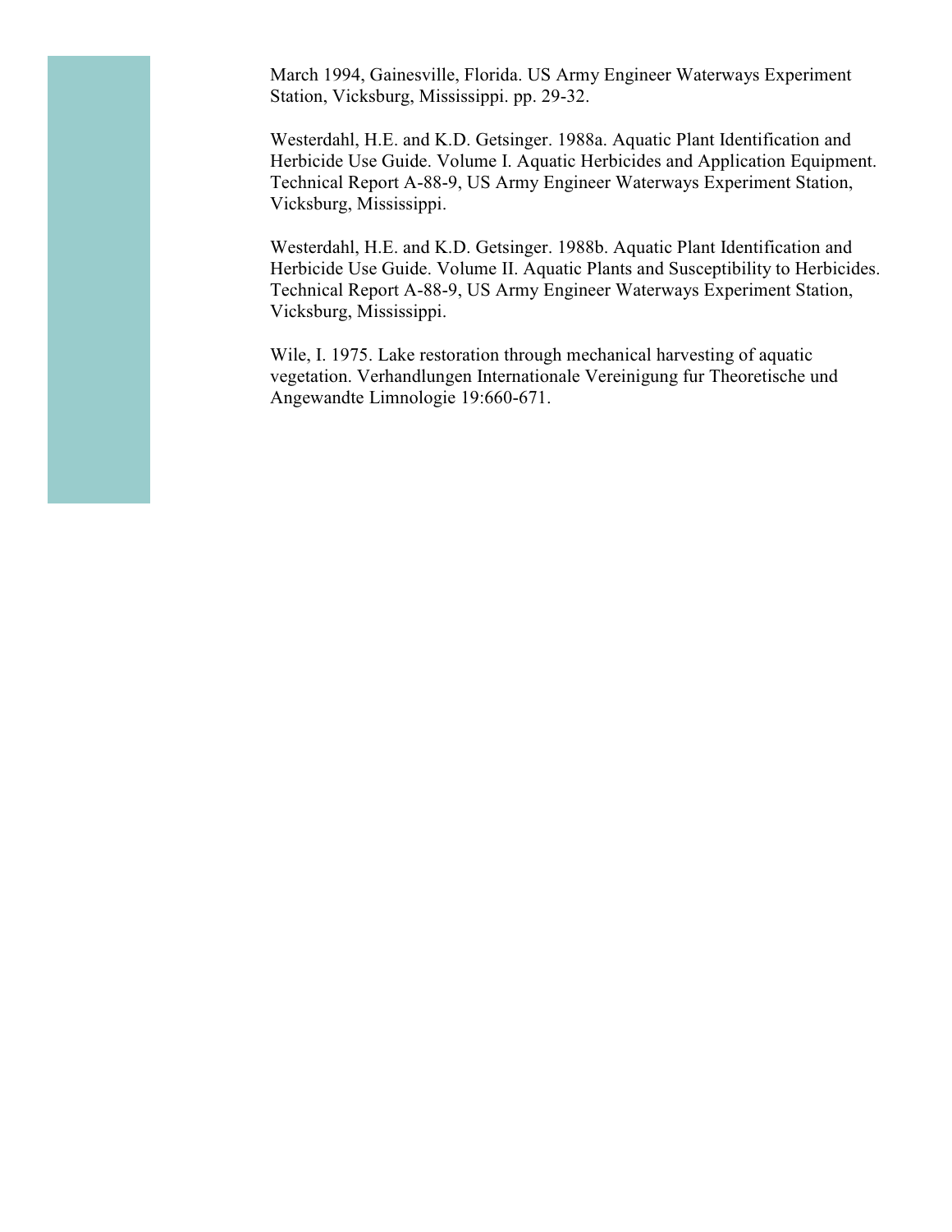March 1994, Gainesville, Florida. US Army Engineer Waterways Experiment Station, Vicksburg, Mississippi. pp. 29-32.

Westerdahl, H.E. and K.D. Getsinger. 1988a. Aquatic Plant Identification and Herbicide Use Guide. Volume I. Aquatic Herbicides and Application Equipment. Technical Report A-88-9, US Army Engineer Waterways Experiment Station, Vicksburg, Mississippi.

Westerdahl, H.E. and K.D. Getsinger. 1988b. Aquatic Plant Identification and Herbicide Use Guide. Volume II. Aquatic Plants and Susceptibility to Herbicides. Technical Report A-88-9, US Army Engineer Waterways Experiment Station, Vicksburg, Mississippi.

Wile, I. 1975. Lake restoration through mechanical harvesting of aquatic vegetation. Verhandlungen Internationale Vereinigung fur Theoretische und Angewandte Limnologie 19:660-671.